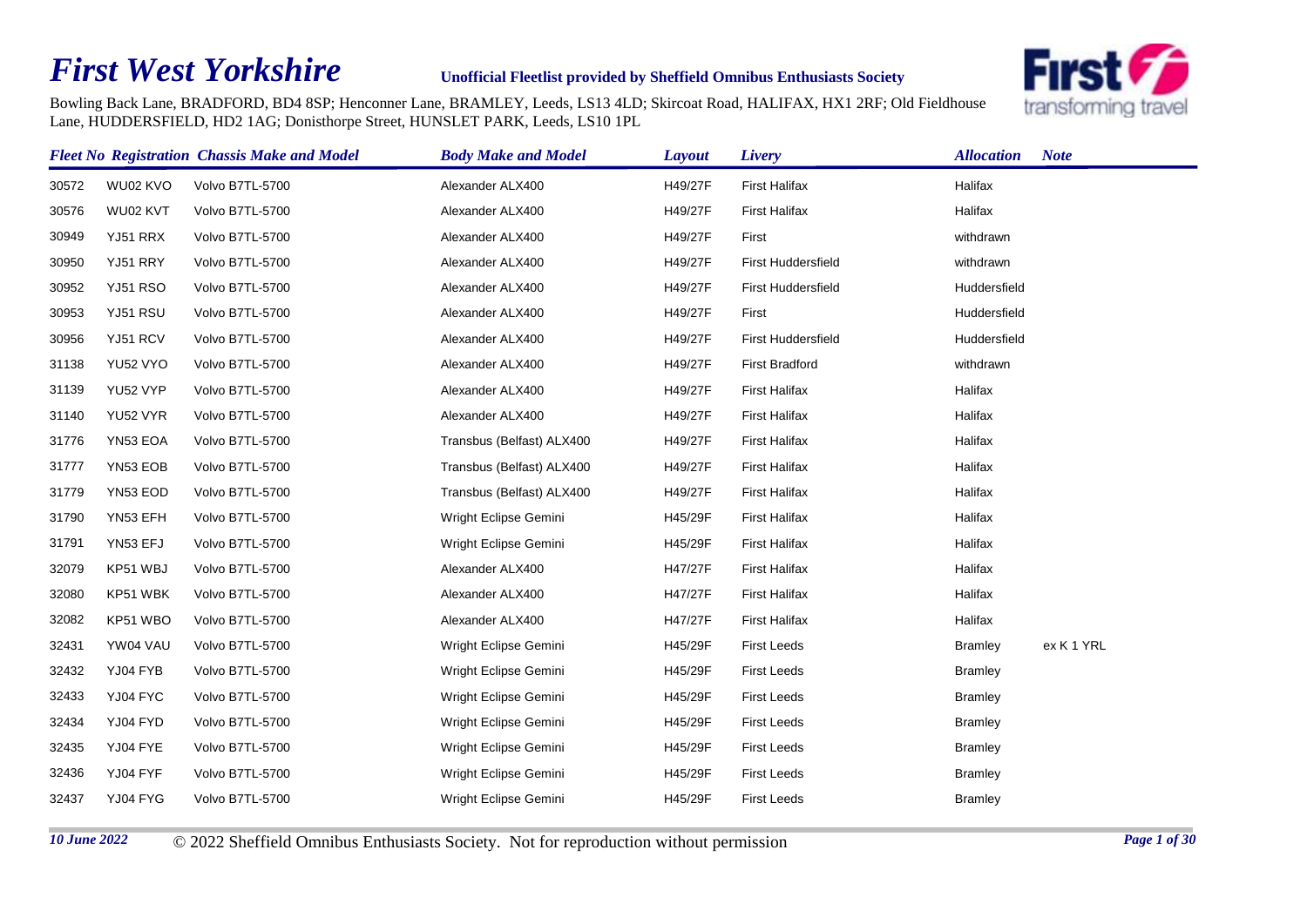# *First West Yorkshire*

**Unofficial Fleetlist provided by Sheffield Omnibus Enthusiasts Society**

Bowling Back Lane, BRADFORD, BD4 8SP; Henconner Lane, BRAMLEY, Leeds, LS13 4LD; Skircoat Road, HALIFAX, HX1 2RF; Old Fieldhouse Lane, HUDDERSFIELD, HD2 1AG; Donisthorpe Street, HUNSLET PARK, Leeds, LS10 1PL

| *Fleet No* | *Registration* | *Chassis Make and Model* | *Body Make and Model* | *Layout* | *Livery* | *Allocation* | *Note* |
|---|---|---|---|---|---|---|---|
| 30572 | WU02 KVO | Volvo B7TL-5700 | Alexander ALX400 | H49/27F | First Halifax | Halifax | |
| 30576 | WU02 KVT | Volvo B7TL-5700 | Alexander ALX400 | H49/27F | First Halifax | Halifax | |
| 30949 | YJ51 RRX | Volvo B7TL-5700 | Alexander ALX400 | H49/27F | First | withdrawn | |
| 30950 | YJ51 RRY | Volvo B7TL-5700 | Alexander ALX400 | H49/27F | First Huddersfield | withdrawn | |
| 30952 | YJ51 RSO | Volvo B7TL-5700 | Alexander ALX400 | H49/27F | First Huddersfield | Huddersfield | |
| 30953 | YJ51 RSU | Volvo B7TL-5700 | Alexander ALX400 | H49/27F | First | Huddersfield | |
| 30956 | YJ51 RCV | Volvo B7TL-5700 | Alexander ALX400 | H49/27F | First Huddersfield | Huddersfield | |
| 31138 | YU52 VYO | Volvo B7TL-5700 | Alexander ALX400 | H49/27F | First Bradford | withdrawn | |
| 31139 | YU52 VYP | Volvo B7TL-5700 | Alexander ALX400 | H49/27F | First Halifax | Halifax | |
| 31140 | YU52 VYR | Volvo B7TL-5700 | Alexander ALX400 | H49/27F | First Halifax | Halifax | |
| 31776 | YN53 EOA | Volvo B7TL-5700 | Transbus (Belfast) ALX400 | H49/27F | First Halifax | Halifax | |
| 31777 | YN53 EOB | Volvo B7TL-5700 | Transbus (Belfast) ALX400 | H49/27F | First Halifax | Halifax | |
| 31779 | YN53 EOD | Volvo B7TL-5700 | Transbus (Belfast) ALX400 | H49/27F | First Halifax | Halifax | |
| 31790 | YN53 EFH | Volvo B7TL-5700 | Wright Eclipse Gemini | H45/29F | First Halifax | Halifax | |
| 31791 | YN53 EFJ | Volvo B7TL-5700 | Wright Eclipse Gemini | H45/29F | First Halifax | Halifax | |
| 32079 | KP51 WBJ | Volvo B7TL-5700 | Alexander ALX400 | H47/27F | First Halifax | Halifax | |
| 32080 | KP51 WBK | Volvo B7TL-5700 | Alexander ALX400 | H47/27F | First Halifax | Halifax | |
| 32082 | KP51 WBO | Volvo B7TL-5700 | Alexander ALX400 | H47/27F | First Halifax | Halifax | |
| 32431 | YW04 VAU | Volvo B7TL-5700 | Wright Eclipse Gemini | H45/29F | First Leeds | Bramley | ex K 1 YRL |
| 32432 | YJ04 FYB | Volvo B7TL-5700 | Wright Eclipse Gemini | H45/29F | First Leeds | Bramley | |
| 32433 | YJ04 FYC | Volvo B7TL-5700 | Wright Eclipse Gemini | H45/29F | First Leeds | Bramley | |
| 32434 | YJ04 FYD | Volvo B7TL-5700 | Wright Eclipse Gemini | H45/29F | First Leeds | Bramley | |
| 32435 | YJ04 FYE | Volvo B7TL-5700 | Wright Eclipse Gemini | H45/29F | First Leeds | Bramley | |
| 32436 | YJ04 FYF | Volvo B7TL-5700 | Wright Eclipse Gemini | H45/29F | First Leeds | Bramley | |
| 32437 | YJ04 FYG | Volvo B7TL-5700 | Wright Eclipse Gemini | H45/29F | First Leeds | Bramley | |

*10 June 2022* © 2022 Sheffield Omnibus Enthusiasts Society. Not for reproduction without permission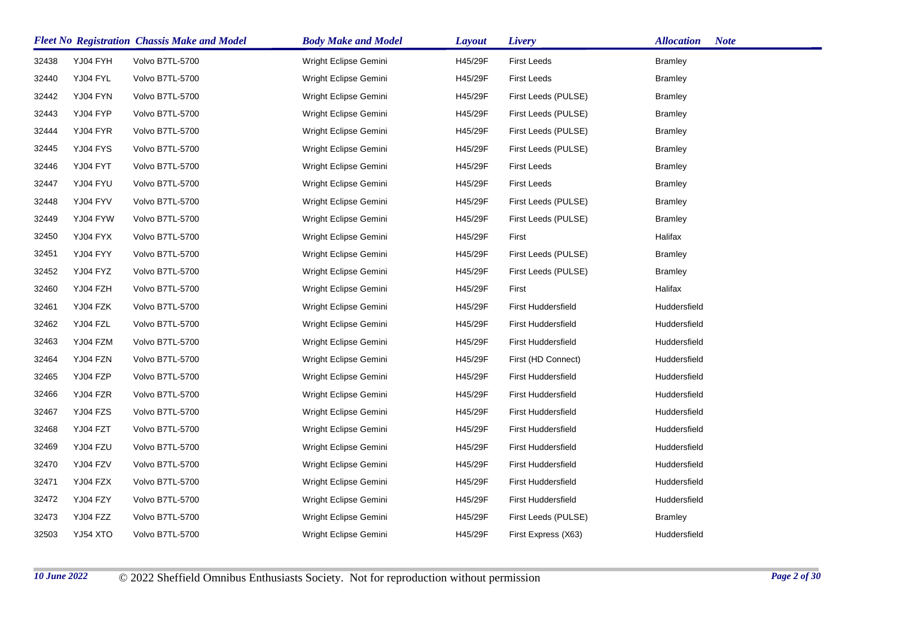| Fleet No | Registration | Chassis Make and Model | Body Make and Model | Layout | Livery | Allocation | Note |
|---|---|---|---|---|---|---|---|
| 32438 | YJ04 FYH | Volvo B7TL-5700 | Wright Eclipse Gemini | H45/29F | First Leeds | Bramley | |
| 32440 | YJ04 FYL | Volvo B7TL-5700 | Wright Eclipse Gemini | H45/29F | First Leeds | Bramley | |
| 32442 | YJ04 FYN | Volvo B7TL-5700 | Wright Eclipse Gemini | H45/29F | First Leeds (PULSE) | Bramley | |
| 32443 | YJ04 FYP | Volvo B7TL-5700 | Wright Eclipse Gemini | H45/29F | First Leeds (PULSE) | Bramley | |
| 32444 | YJ04 FYR | Volvo B7TL-5700 | Wright Eclipse Gemini | H45/29F | First Leeds (PULSE) | Bramley | |
| 32445 | YJ04 FYS | Volvo B7TL-5700 | Wright Eclipse Gemini | H45/29F | First Leeds (PULSE) | Bramley | |
| 32446 | YJ04 FYT | Volvo B7TL-5700 | Wright Eclipse Gemini | H45/29F | First Leeds | Bramley | |
| 32447 | YJ04 FYU | Volvo B7TL-5700 | Wright Eclipse Gemini | H45/29F | First Leeds | Bramley | |
| 32448 | YJ04 FYV | Volvo B7TL-5700 | Wright Eclipse Gemini | H45/29F | First Leeds (PULSE) | Bramley | |
| 32449 | YJ04 FYW | Volvo B7TL-5700 | Wright Eclipse Gemini | H45/29F | First Leeds (PULSE) | Bramley | |
| 32450 | YJ04 FYX | Volvo B7TL-5700 | Wright Eclipse Gemini | H45/29F | First | Halifax | |
| 32451 | YJ04 FYY | Volvo B7TL-5700 | Wright Eclipse Gemini | H45/29F | First Leeds (PULSE) | Bramley | |
| 32452 | YJ04 FYZ | Volvo B7TL-5700 | Wright Eclipse Gemini | H45/29F | First Leeds (PULSE) | Bramley | |
| 32460 | YJ04 FZH | Volvo B7TL-5700 | Wright Eclipse Gemini | H45/29F | First | Halifax | |
| 32461 | YJ04 FZK | Volvo B7TL-5700 | Wright Eclipse Gemini | H45/29F | First Huddersfield | Huddersfield | |
| 32462 | YJ04 FZL | Volvo B7TL-5700 | Wright Eclipse Gemini | H45/29F | First Huddersfield | Huddersfield | |
| 32463 | YJ04 FZM | Volvo B7TL-5700 | Wright Eclipse Gemini | H45/29F | First Huddersfield | Huddersfield | |
| 32464 | YJ04 FZN | Volvo B7TL-5700 | Wright Eclipse Gemini | H45/29F | First (HD Connect) | Huddersfield | |
| 32465 | YJ04 FZP | Volvo B7TL-5700 | Wright Eclipse Gemini | H45/29F | First Huddersfield | Huddersfield | |
| 32466 | YJ04 FZR | Volvo B7TL-5700 | Wright Eclipse Gemini | H45/29F | First Huddersfield | Huddersfield | |
| 32467 | YJ04 FZS | Volvo B7TL-5700 | Wright Eclipse Gemini | H45/29F | First Huddersfield | Huddersfield | |
| 32468 | YJ04 FZT | Volvo B7TL-5700 | Wright Eclipse Gemini | H45/29F | First Huddersfield | Huddersfield | |
| 32469 | YJ04 FZU | Volvo B7TL-5700 | Wright Eclipse Gemini | H45/29F | First Huddersfield | Huddersfield | |
| 32470 | YJ04 FZV | Volvo B7TL-5700 | Wright Eclipse Gemini | H45/29F | First Huddersfield | Huddersfield | |
| 32471 | YJ04 FZX | Volvo B7TL-5700 | Wright Eclipse Gemini | H45/29F | First Huddersfield | Huddersfield | |
| 32472 | YJ04 FZY | Volvo B7TL-5700 | Wright Eclipse Gemini | H45/29F | First Huddersfield | Huddersfield | |
| 32473 | YJ04 FZZ | Volvo B7TL-5700 | Wright Eclipse Gemini | H45/29F | First Leeds (PULSE) | Bramley | |
| 32503 | YJ54 XTO | Volvo B7TL-5700 | Wright Eclipse Gemini | H45/29F | First Express (X63) | Huddersfield | |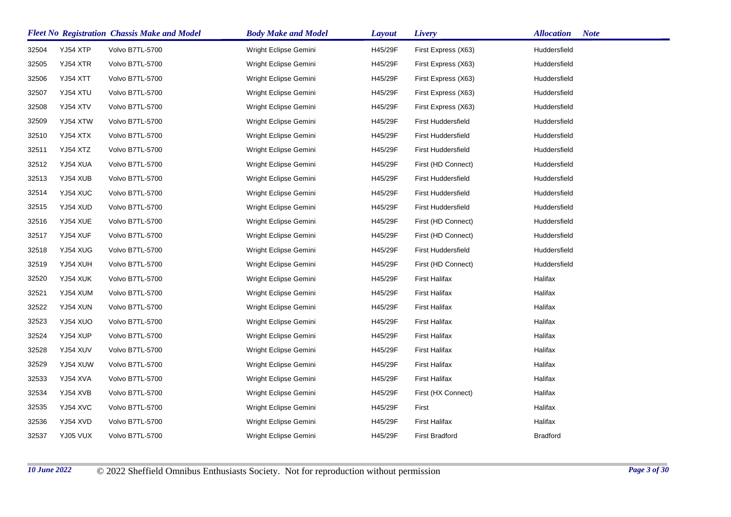| Fleet No | Registration | Chassis Make and Model | Body Make and Model | Layout | Livery | Allocation | Note |
|---|---|---|---|---|---|---|---|
| 32504 | YJ54 XTP | Volvo B7TL-5700 | Wright Eclipse Gemini | H45/29F | First Express (X63) | Huddersfield | |
| 32505 | YJ54 XTR | Volvo B7TL-5700 | Wright Eclipse Gemini | H45/29F | First Express (X63) | Huddersfield | |
| 32506 | YJ54 XTT | Volvo B7TL-5700 | Wright Eclipse Gemini | H45/29F | First Express (X63) | Huddersfield | |
| 32507 | YJ54 XTU | Volvo B7TL-5700 | Wright Eclipse Gemini | H45/29F | First Express (X63) | Huddersfield | |
| 32508 | YJ54 XTV | Volvo B7TL-5700 | Wright Eclipse Gemini | H45/29F | First Express (X63) | Huddersfield | |
| 32509 | YJ54 XTW | Volvo B7TL-5700 | Wright Eclipse Gemini | H45/29F | First Huddersfield | Huddersfield | |
| 32510 | YJ54 XTX | Volvo B7TL-5700 | Wright Eclipse Gemini | H45/29F | First Huddersfield | Huddersfield | |
| 32511 | YJ54 XTZ | Volvo B7TL-5700 | Wright Eclipse Gemini | H45/29F | First Huddersfield | Huddersfield | |
| 32512 | YJ54 XUA | Volvo B7TL-5700 | Wright Eclipse Gemini | H45/29F | First (HD Connect) | Huddersfield | |
| 32513 | YJ54 XUB | Volvo B7TL-5700 | Wright Eclipse Gemini | H45/29F | First Huddersfield | Huddersfield | |
| 32514 | YJ54 XUC | Volvo B7TL-5700 | Wright Eclipse Gemini | H45/29F | First Huddersfield | Huddersfield | |
| 32515 | YJ54 XUD | Volvo B7TL-5700 | Wright Eclipse Gemini | H45/29F | First Huddersfield | Huddersfield | |
| 32516 | YJ54 XUE | Volvo B7TL-5700 | Wright Eclipse Gemini | H45/29F | First (HD Connect) | Huddersfield | |
| 32517 | YJ54 XUF | Volvo B7TL-5700 | Wright Eclipse Gemini | H45/29F | First (HD Connect) | Huddersfield | |
| 32518 | YJ54 XUG | Volvo B7TL-5700 | Wright Eclipse Gemini | H45/29F | First Huddersfield | Huddersfield | |
| 32519 | YJ54 XUH | Volvo B7TL-5700 | Wright Eclipse Gemini | H45/29F | First (HD Connect) | Huddersfield | |
| 32520 | YJ54 XUK | Volvo B7TL-5700 | Wright Eclipse Gemini | H45/29F | First Halifax | Halifax | |
| 32521 | YJ54 XUM | Volvo B7TL-5700 | Wright Eclipse Gemini | H45/29F | First Halifax | Halifax | |
| 32522 | YJ54 XUN | Volvo B7TL-5700 | Wright Eclipse Gemini | H45/29F | First Halifax | Halifax | |
| 32523 | YJ54 XUO | Volvo B7TL-5700 | Wright Eclipse Gemini | H45/29F | First Halifax | Halifax | |
| 32524 | YJ54 XUP | Volvo B7TL-5700 | Wright Eclipse Gemini | H45/29F | First Halifax | Halifax | |
| 32528 | YJ54 XUV | Volvo B7TL-5700 | Wright Eclipse Gemini | H45/29F | First Halifax | Halifax | |
| 32529 | YJ54 XUW | Volvo B7TL-5700 | Wright Eclipse Gemini | H45/29F | First Halifax | Halifax | |
| 32533 | YJ54 XVA | Volvo B7TL-5700 | Wright Eclipse Gemini | H45/29F | First Halifax | Halifax | |
| 32534 | YJ54 XVB | Volvo B7TL-5700 | Wright Eclipse Gemini | H45/29F | First (HX Connect) | Halifax | |
| 32535 | YJ54 XVC | Volvo B7TL-5700 | Wright Eclipse Gemini | H45/29F | First | Halifax | |
| 32536 | YJ54 XVD | Volvo B7TL-5700 | Wright Eclipse Gemini | H45/29F | First Halifax | Halifax | |
| 32537 | YJ05 VUX | Volvo B7TL-5700 | Wright Eclipse Gemini | H45/29F | First Bradford | Bradford | |

10 June 2022 © 2022 Sheffield Omnibus Enthusiasts Society. Not for reproduction without permission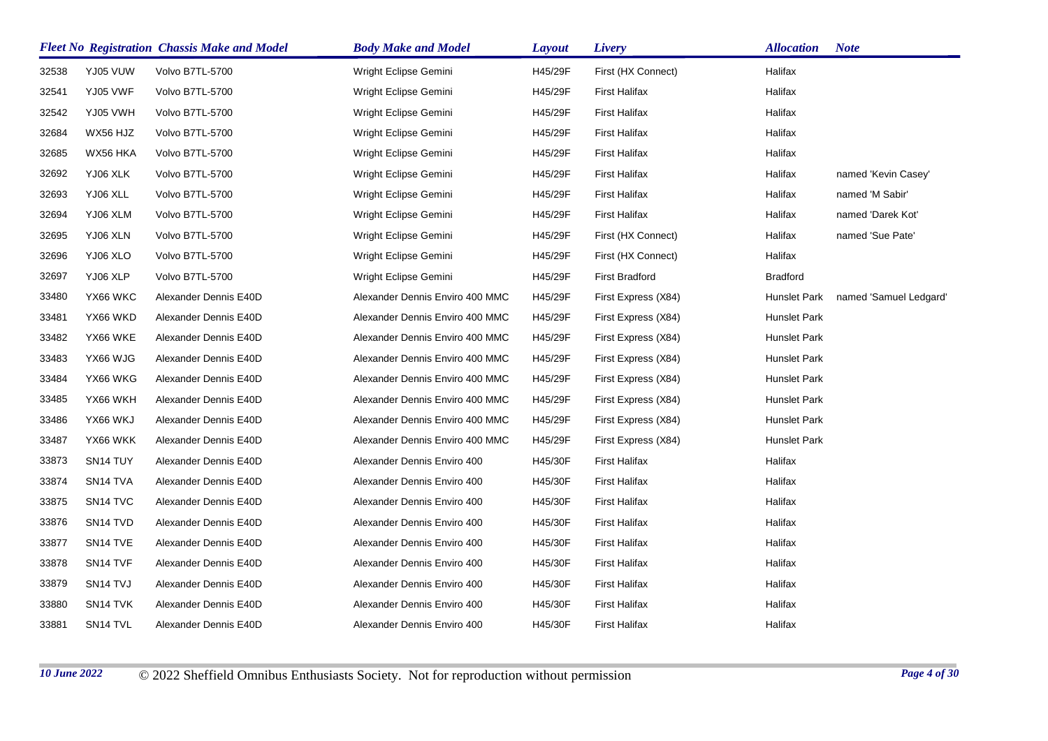| Fleet No | Registration | Chassis Make and Model | Body Make and Model | Layout | Livery | Allocation | Note |
|---|---|---|---|---|---|---|---|
| 32538 | YJ05 VUW | Volvo B7TL-5700 | Wright Eclipse Gemini | H45/29F | First (HX Connect) | Halifax | |
| 32541 | YJ05 VWF | Volvo B7TL-5700 | Wright Eclipse Gemini | H45/29F | First Halifax | Halifax | |
| 32542 | YJ05 VWH | Volvo B7TL-5700 | Wright Eclipse Gemini | H45/29F | First Halifax | Halifax | |
| 32684 | WX56 HJZ | Volvo B7TL-5700 | Wright Eclipse Gemini | H45/29F | First Halifax | Halifax | |
| 32685 | WX56 HKA | Volvo B7TL-5700 | Wright Eclipse Gemini | H45/29F | First Halifax | Halifax | |
| 32692 | YJ06 XLK | Volvo B7TL-5700 | Wright Eclipse Gemini | H45/29F | First Halifax | Halifax | named 'Kevin Casey' |
| 32693 | YJ06 XLL | Volvo B7TL-5700 | Wright Eclipse Gemini | H45/29F | First Halifax | Halifax | named 'M Sabir' |
| 32694 | YJ06 XLM | Volvo B7TL-5700 | Wright Eclipse Gemini | H45/29F | First Halifax | Halifax | named 'Darek Kot' |
| 32695 | YJ06 XLN | Volvo B7TL-5700 | Wright Eclipse Gemini | H45/29F | First (HX Connect) | Halifax | named 'Sue Pate' |
| 32696 | YJ06 XLO | Volvo B7TL-5700 | Wright Eclipse Gemini | H45/29F | First (HX Connect) | Halifax | |
| 32697 | YJ06 XLP | Volvo B7TL-5700 | Wright Eclipse Gemini | H45/29F | First Bradford | Bradford | |
| 33480 | YX66 WKC | Alexander Dennis E40D | Alexander Dennis Enviro 400 MMC | H45/29F | First Express (X84) | Hunslet Park | named 'Samuel Ledgard' |
| 33481 | YX66 WKD | Alexander Dennis E40D | Alexander Dennis Enviro 400 MMC | H45/29F | First Express (X84) | Hunslet Park | |
| 33482 | YX66 WKE | Alexander Dennis E40D | Alexander Dennis Enviro 400 MMC | H45/29F | First Express (X84) | Hunslet Park | |
| 33483 | YX66 WJG | Alexander Dennis E40D | Alexander Dennis Enviro 400 MMC | H45/29F | First Express (X84) | Hunslet Park | |
| 33484 | YX66 WKG | Alexander Dennis E40D | Alexander Dennis Enviro 400 MMC | H45/29F | First Express (X84) | Hunslet Park | |
| 33485 | YX66 WKH | Alexander Dennis E40D | Alexander Dennis Enviro 400 MMC | H45/29F | First Express (X84) | Hunslet Park | |
| 33486 | YX66 WKJ | Alexander Dennis E40D | Alexander Dennis Enviro 400 MMC | H45/29F | First Express (X84) | Hunslet Park | |
| 33487 | YX66 WKK | Alexander Dennis E40D | Alexander Dennis Enviro 400 MMC | H45/29F | First Express (X84) | Hunslet Park | |
| 33873 | SN14 TUY | Alexander Dennis E40D | Alexander Dennis Enviro 400 | H45/30F | First Halifax | Halifax | |
| 33874 | SN14 TVA | Alexander Dennis E40D | Alexander Dennis Enviro 400 | H45/30F | First Halifax | Halifax | |
| 33875 | SN14 TVC | Alexander Dennis E40D | Alexander Dennis Enviro 400 | H45/30F | First Halifax | Halifax | |
| 33876 | SN14 TVD | Alexander Dennis E40D | Alexander Dennis Enviro 400 | H45/30F | First Halifax | Halifax | |
| 33877 | SN14 TVE | Alexander Dennis E40D | Alexander Dennis Enviro 400 | H45/30F | First Halifax | Halifax | |
| 33878 | SN14 TVF | Alexander Dennis E40D | Alexander Dennis Enviro 400 | H45/30F | First Halifax | Halifax | |
| 33879 | SN14 TVJ | Alexander Dennis E40D | Alexander Dennis Enviro 400 | H45/30F | First Halifax | Halifax | |
| 33880 | SN14 TVK | Alexander Dennis E40D | Alexander Dennis Enviro 400 | H45/30F | First Halifax | Halifax | |
| 33881 | SN14 TVL | Alexander Dennis E40D | Alexander Dennis Enviro 400 | H45/30F | First Halifax | Halifax | |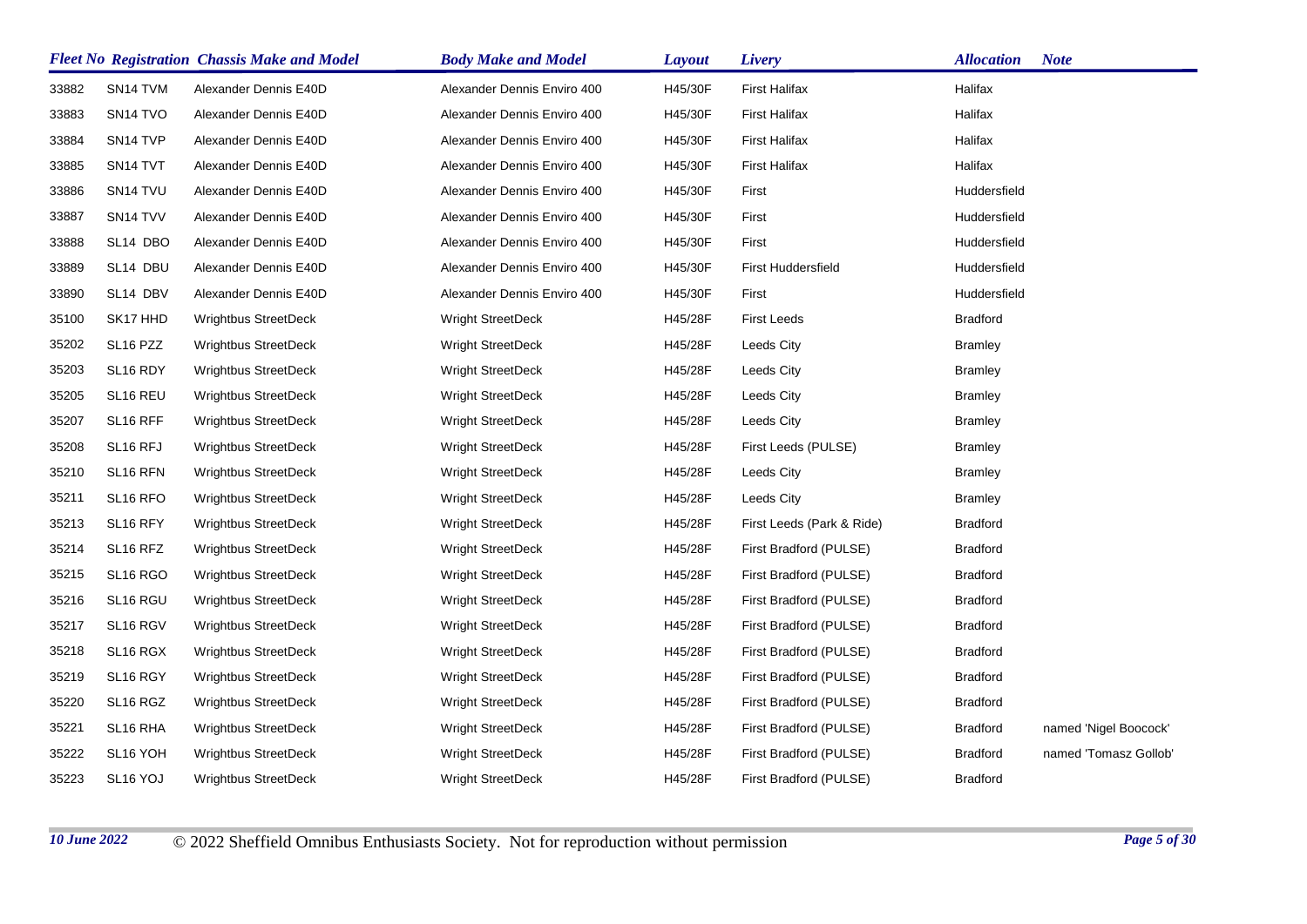| Fleet No | Registration | Chassis Make and Model | Body Make and Model | Layout | Livery | Allocation | Note |
|---|---|---|---|---|---|---|---|
| 33882 | SN14 TVM | Alexander Dennis E40D | Alexander Dennis Enviro 400 | H45/30F | First Halifax | Halifax | |
| 33883 | SN14 TVO | Alexander Dennis E40D | Alexander Dennis Enviro 400 | H45/30F | First Halifax | Halifax | |
| 33884 | SN14 TVP | Alexander Dennis E40D | Alexander Dennis Enviro 400 | H45/30F | First Halifax | Halifax | |
| 33885 | SN14 TVT | Alexander Dennis E40D | Alexander Dennis Enviro 400 | H45/30F | First Halifax | Halifax | |
| 33886 | SN14 TVU | Alexander Dennis E40D | Alexander Dennis Enviro 400 | H45/30F | First | Huddersfield | |
| 33887 | SN14 TVV | Alexander Dennis E40D | Alexander Dennis Enviro 400 | H45/30F | First | Huddersfield | |
| 33888 | SL14 DBO | Alexander Dennis E40D | Alexander Dennis Enviro 400 | H45/30F | First | Huddersfield | |
| 33889 | SL14 DBU | Alexander Dennis E40D | Alexander Dennis Enviro 400 | H45/30F | First Huddersfield | Huddersfield | |
| 33890 | SL14 DBV | Alexander Dennis E40D | Alexander Dennis Enviro 400 | H45/30F | First | Huddersfield | |
| 35100 | SK17 HHD | Wrightbus StreetDeck | Wright StreetDeck | H45/28F | First Leeds | Bradford | |
| 35202 | SL16 PZZ | Wrightbus StreetDeck | Wright StreetDeck | H45/28F | Leeds City | Bramley | |
| 35203 | SL16 RDY | Wrightbus StreetDeck | Wright StreetDeck | H45/28F | Leeds City | Bramley | |
| 35205 | SL16 REU | Wrightbus StreetDeck | Wright StreetDeck | H45/28F | Leeds City | Bramley | |
| 35207 | SL16 RFF | Wrightbus StreetDeck | Wright StreetDeck | H45/28F | Leeds City | Bramley | |
| 35208 | SL16 RFJ | Wrightbus StreetDeck | Wright StreetDeck | H45/28F | First Leeds (PULSE) | Bramley | |
| 35210 | SL16 RFN | Wrightbus StreetDeck | Wright StreetDeck | H45/28F | Leeds City | Bramley | |
| 35211 | SL16 RFO | Wrightbus StreetDeck | Wright StreetDeck | H45/28F | Leeds City | Bramley | |
| 35213 | SL16 RFY | Wrightbus StreetDeck | Wright StreetDeck | H45/28F | First Leeds (Park & Ride) | Bradford | |
| 35214 | SL16 RFZ | Wrightbus StreetDeck | Wright StreetDeck | H45/28F | First Bradford (PULSE) | Bradford | |
| 35215 | SL16 RGO | Wrightbus StreetDeck | Wright StreetDeck | H45/28F | First Bradford (PULSE) | Bradford | |
| 35216 | SL16 RGU | Wrightbus StreetDeck | Wright StreetDeck | H45/28F | First Bradford (PULSE) | Bradford | |
| 35217 | SL16 RGV | Wrightbus StreetDeck | Wright StreetDeck | H45/28F | First Bradford (PULSE) | Bradford | |
| 35218 | SL16 RGX | Wrightbus StreetDeck | Wright StreetDeck | H45/28F | First Bradford (PULSE) | Bradford | |
| 35219 | SL16 RGY | Wrightbus StreetDeck | Wright StreetDeck | H45/28F | First Bradford (PULSE) | Bradford | |
| 35220 | SL16 RGZ | Wrightbus StreetDeck | Wright StreetDeck | H45/28F | First Bradford (PULSE) | Bradford | |
| 35221 | SL16 RHA | Wrightbus StreetDeck | Wright StreetDeck | H45/28F | First Bradford (PULSE) | Bradford | named 'Nigel Boocock' |
| 35222 | SL16 YOH | Wrightbus StreetDeck | Wright StreetDeck | H45/28F | First Bradford (PULSE) | Bradford | named 'Tomasz Gollob' |
| 35223 | SL16 YOJ | Wrightbus StreetDeck | Wright StreetDeck | H45/28F | First Bradford (PULSE) | Bradford | |

*10 June 2022* © 2022 Sheffield Omnibus Enthusiasts Society. Not for reproduction without permission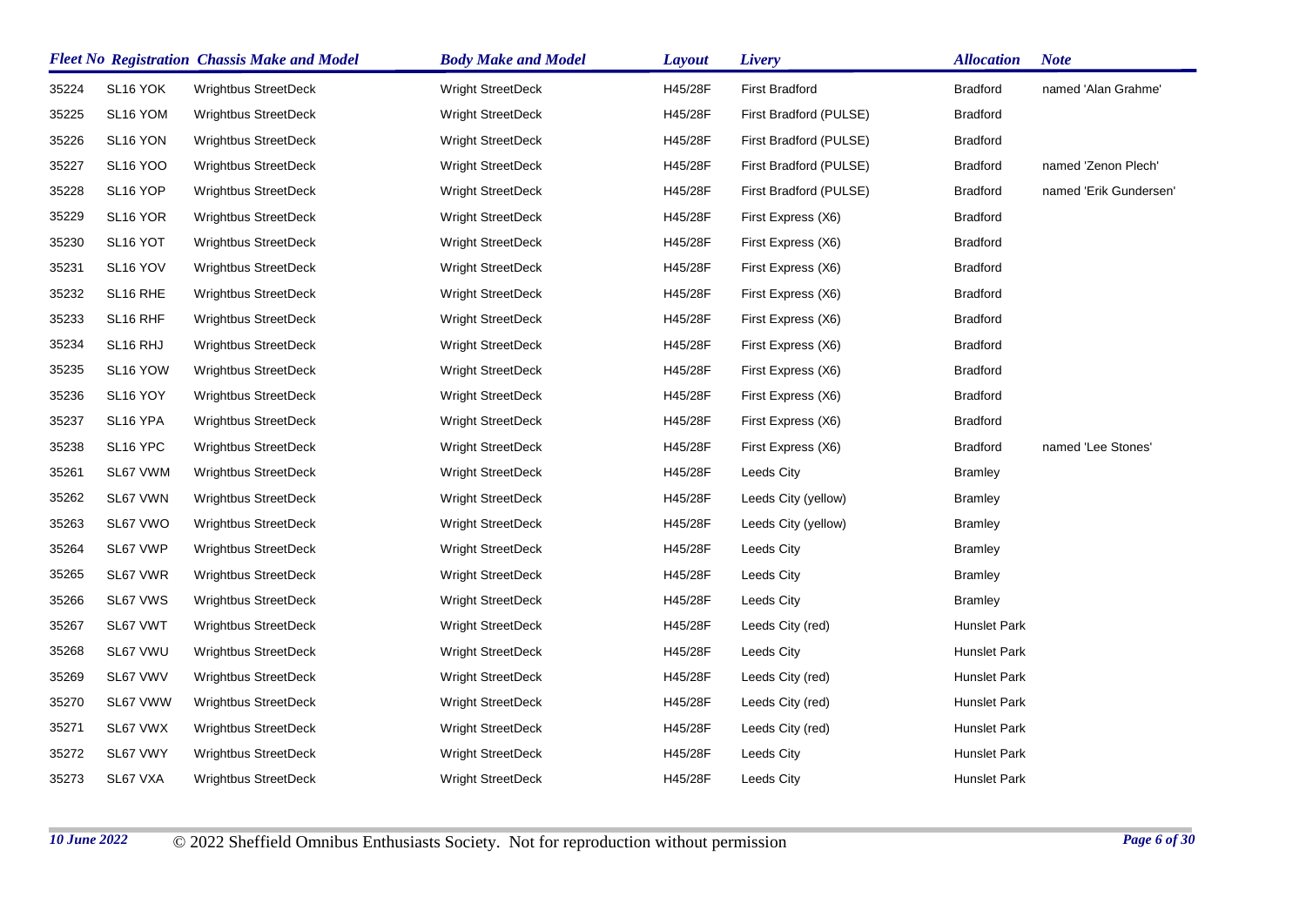| Fleet No | Registration | Chassis Make and Model | Body Make and Model | Layout | Livery | Allocation | Note |
|---|---|---|---|---|---|---|---|
| 35224 | SL16 YOK | Wrightbus StreetDeck | Wright StreetDeck | H45/28F | First Bradford | Bradford | named 'Alan Grahme' |
| 35225 | SL16 YOM | Wrightbus StreetDeck | Wright StreetDeck | H45/28F | First Bradford (PULSE) | Bradford | |
| 35226 | SL16 YON | Wrightbus StreetDeck | Wright StreetDeck | H45/28F | First Bradford (PULSE) | Bradford | |
| 35227 | SL16 YOO | Wrightbus StreetDeck | Wright StreetDeck | H45/28F | First Bradford (PULSE) | Bradford | named 'Zenon Plech' |
| 35228 | SL16 YOP | Wrightbus StreetDeck | Wright StreetDeck | H45/28F | First Bradford (PULSE) | Bradford | named 'Erik Gundersen' |
| 35229 | SL16 YOR | Wrightbus StreetDeck | Wright StreetDeck | H45/28F | First Express (X6) | Bradford | |
| 35230 | SL16 YOT | Wrightbus StreetDeck | Wright StreetDeck | H45/28F | First Express (X6) | Bradford | |
| 35231 | SL16 YOV | Wrightbus StreetDeck | Wright StreetDeck | H45/28F | First Express (X6) | Bradford | |
| 35232 | SL16 RHE | Wrightbus StreetDeck | Wright StreetDeck | H45/28F | First Express (X6) | Bradford | |
| 35233 | SL16 RHF | Wrightbus StreetDeck | Wright StreetDeck | H45/28F | First Express (X6) | Bradford | |
| 35234 | SL16 RHJ | Wrightbus StreetDeck | Wright StreetDeck | H45/28F | First Express (X6) | Bradford | |
| 35235 | SL16 YOW | Wrightbus StreetDeck | Wright StreetDeck | H45/28F | First Express (X6) | Bradford | |
| 35236 | SL16 YOY | Wrightbus StreetDeck | Wright StreetDeck | H45/28F | First Express (X6) | Bradford | |
| 35237 | SL16 YPA | Wrightbus StreetDeck | Wright StreetDeck | H45/28F | First Express (X6) | Bradford | |
| 35238 | SL16 YPC | Wrightbus StreetDeck | Wright StreetDeck | H45/28F | First Express (X6) | Bradford | named 'Lee Stones' |
| 35261 | SL67 VWM | Wrightbus StreetDeck | Wright StreetDeck | H45/28F | Leeds City | Bramley | |
| 35262 | SL67 VWN | Wrightbus StreetDeck | Wright StreetDeck | H45/28F | Leeds City (yellow) | Bramley | |
| 35263 | SL67 VWO | Wrightbus StreetDeck | Wright StreetDeck | H45/28F | Leeds City (yellow) | Bramley | |
| 35264 | SL67 VWP | Wrightbus StreetDeck | Wright StreetDeck | H45/28F | Leeds City | Bramley | |
| 35265 | SL67 VWR | Wrightbus StreetDeck | Wright StreetDeck | H45/28F | Leeds City | Bramley | |
| 35266 | SL67 VWS | Wrightbus StreetDeck | Wright StreetDeck | H45/28F | Leeds City | Bramley | |
| 35267 | SL67 VWT | Wrightbus StreetDeck | Wright StreetDeck | H45/28F | Leeds City (red) | Hunslet Park | |
| 35268 | SL67 VWU | Wrightbus StreetDeck | Wright StreetDeck | H45/28F | Leeds City | Hunslet Park | |
| 35269 | SL67 VWV | Wrightbus StreetDeck | Wright StreetDeck | H45/28F | Leeds City (red) | Hunslet Park | |
| 35270 | SL67 VWW | Wrightbus StreetDeck | Wright StreetDeck | H45/28F | Leeds City (red) | Hunslet Park | |
| 35271 | SL67 VWX | Wrightbus StreetDeck | Wright StreetDeck | H45/28F | Leeds City (red) | Hunslet Park | |
| 35272 | SL67 VWY | Wrightbus StreetDeck | Wright StreetDeck | H45/28F | Leeds City | Hunslet Park | |
| 35273 | SL67 VXA | Wrightbus StreetDeck | Wright StreetDeck | H45/28F | Leeds City | Hunslet Park | |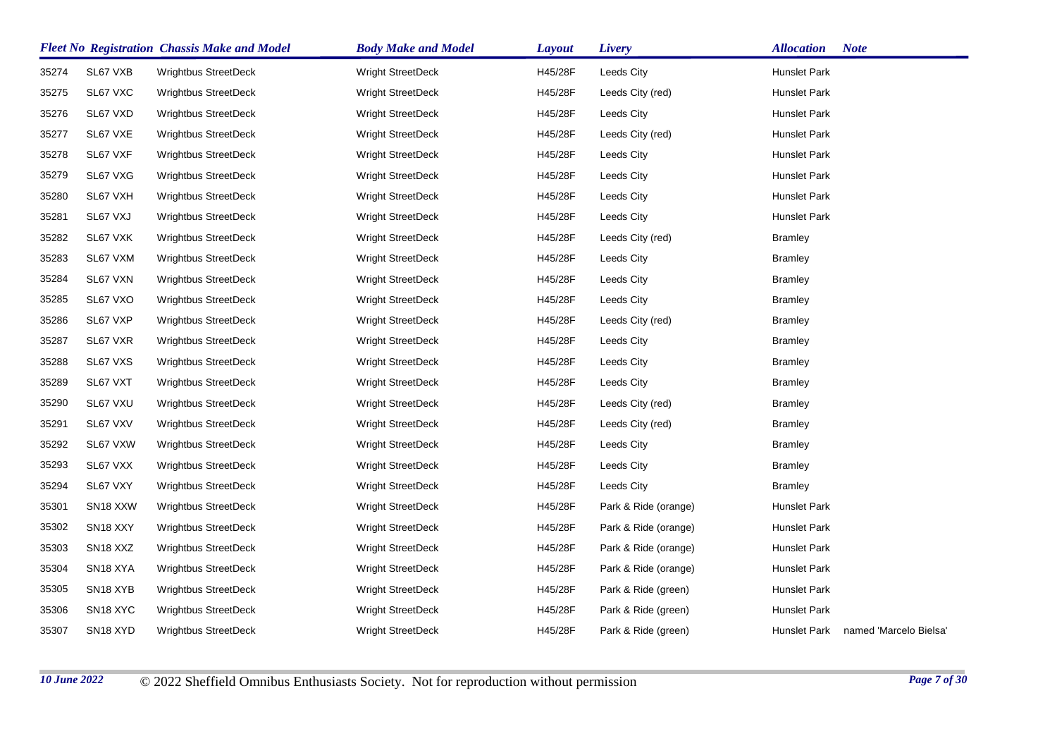| Fleet No | Registration | Chassis Make and Model | Body Make and Model | Layout | Livery | Allocation | Note |
|---|---|---|---|---|---|---|---|
| 35274 | SL67 VXB | Wrightbus StreetDeck | Wright StreetDeck | H45/28F | Leeds City | Hunslet Park | |
| 35275 | SL67 VXC | Wrightbus StreetDeck | Wright StreetDeck | H45/28F | Leeds City (red) | Hunslet Park | |
| 35276 | SL67 VXD | Wrightbus StreetDeck | Wright StreetDeck | H45/28F | Leeds City | Hunslet Park | |
| 35277 | SL67 VXE | Wrightbus StreetDeck | Wright StreetDeck | H45/28F | Leeds City (red) | Hunslet Park | |
| 35278 | SL67 VXF | Wrightbus StreetDeck | Wright StreetDeck | H45/28F | Leeds City | Hunslet Park | |
| 35279 | SL67 VXG | Wrightbus StreetDeck | Wright StreetDeck | H45/28F | Leeds City | Hunslet Park | |
| 35280 | SL67 VXH | Wrightbus StreetDeck | Wright StreetDeck | H45/28F | Leeds City | Hunslet Park | |
| 35281 | SL67 VXJ | Wrightbus StreetDeck | Wright StreetDeck | H45/28F | Leeds City | Hunslet Park | |
| 35282 | SL67 VXK | Wrightbus StreetDeck | Wright StreetDeck | H45/28F | Leeds City (red) | Bramley | |
| 35283 | SL67 VXM | Wrightbus StreetDeck | Wright StreetDeck | H45/28F | Leeds City | Bramley | |
| 35284 | SL67 VXN | Wrightbus StreetDeck | Wright StreetDeck | H45/28F | Leeds City | Bramley | |
| 35285 | SL67 VXO | Wrightbus StreetDeck | Wright StreetDeck | H45/28F | Leeds City | Bramley | |
| 35286 | SL67 VXP | Wrightbus StreetDeck | Wright StreetDeck | H45/28F | Leeds City (red) | Bramley | |
| 35287 | SL67 VXR | Wrightbus StreetDeck | Wright StreetDeck | H45/28F | Leeds City | Bramley | |
| 35288 | SL67 VXS | Wrightbus StreetDeck | Wright StreetDeck | H45/28F | Leeds City | Bramley | |
| 35289 | SL67 VXT | Wrightbus StreetDeck | Wright StreetDeck | H45/28F | Leeds City | Bramley | |
| 35290 | SL67 VXU | Wrightbus StreetDeck | Wright StreetDeck | H45/28F | Leeds City (red) | Bramley | |
| 35291 | SL67 VXV | Wrightbus StreetDeck | Wright StreetDeck | H45/28F | Leeds City (red) | Bramley | |
| 35292 | SL67 VXW | Wrightbus StreetDeck | Wright StreetDeck | H45/28F | Leeds City | Bramley | |
| 35293 | SL67 VXX | Wrightbus StreetDeck | Wright StreetDeck | H45/28F | Leeds City | Bramley | |
| 35294 | SL67 VXY | Wrightbus StreetDeck | Wright StreetDeck | H45/28F | Leeds City | Bramley | |
| 35301 | SN18 XXW | Wrightbus StreetDeck | Wright StreetDeck | H45/28F | Park & Ride (orange) | Hunslet Park | |
| 35302 | SN18 XXY | Wrightbus StreetDeck | Wright StreetDeck | H45/28F | Park & Ride (orange) | Hunslet Park | |
| 35303 | SN18 XXZ | Wrightbus StreetDeck | Wright StreetDeck | H45/28F | Park & Ride (orange) | Hunslet Park | |
| 35304 | SN18 XYA | Wrightbus StreetDeck | Wright StreetDeck | H45/28F | Park & Ride (orange) | Hunslet Park | |
| 35305 | SN18 XYB | Wrightbus StreetDeck | Wright StreetDeck | H45/28F | Park & Ride (green) | Hunslet Park | |
| 35306 | SN18 XYC | Wrightbus StreetDeck | Wright StreetDeck | H45/28F | Park & Ride (green) | Hunslet Park | |
| 35307 | SN18 XYD | Wrightbus StreetDeck | Wright StreetDeck | H45/28F | Park & Ride (green) | Hunslet Park | named 'Marcelo Bielsa' |

*10 June 2022* © 2022 Sheffield Omnibus Enthusiasts Society. Not for reproduction without permission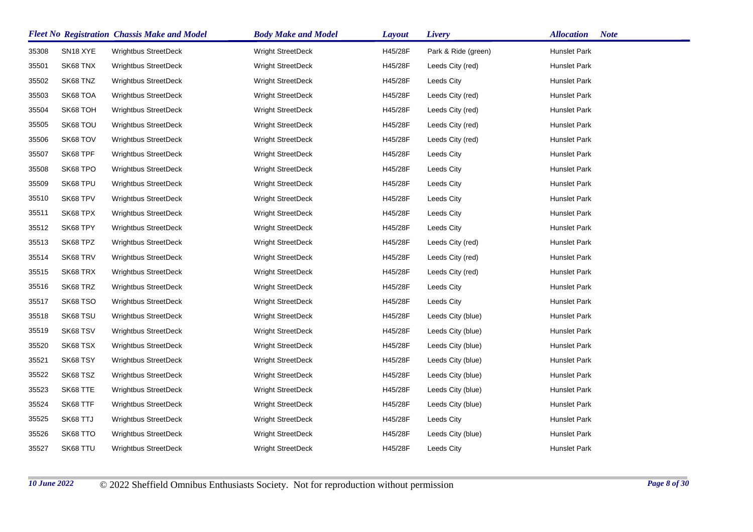| Fleet No | Registration | Chassis Make and Model | Body Make and Model | Layout | Livery | Allocation | Note |
|---|---|---|---|---|---|---|---|
| 35308 | SN18 XYE | Wrightbus StreetDeck | Wright StreetDeck | H45/28F | Park & Ride (green) | Hunslet Park | |
| 35501 | SK68 TNX | Wrightbus StreetDeck | Wright StreetDeck | H45/28F | Leeds City (red) | Hunslet Park | |
| 35502 | SK68 TNZ | Wrightbus StreetDeck | Wright StreetDeck | H45/28F | Leeds City | Hunslet Park | |
| 35503 | SK68 TOA | Wrightbus StreetDeck | Wright StreetDeck | H45/28F | Leeds City (red) | Hunslet Park | |
| 35504 | SK68 TOH | Wrightbus StreetDeck | Wright StreetDeck | H45/28F | Leeds City (red) | Hunslet Park | |
| 35505 | SK68 TOU | Wrightbus StreetDeck | Wright StreetDeck | H45/28F | Leeds City (red) | Hunslet Park | |
| 35506 | SK68 TOV | Wrightbus StreetDeck | Wright StreetDeck | H45/28F | Leeds City (red) | Hunslet Park | |
| 35507 | SK68 TPF | Wrightbus StreetDeck | Wright StreetDeck | H45/28F | Leeds City | Hunslet Park | |
| 35508 | SK68 TPO | Wrightbus StreetDeck | Wright StreetDeck | H45/28F | Leeds City | Hunslet Park | |
| 35509 | SK68 TPU | Wrightbus StreetDeck | Wright StreetDeck | H45/28F | Leeds City | Hunslet Park | |
| 35510 | SK68 TPV | Wrightbus StreetDeck | Wright StreetDeck | H45/28F | Leeds City | Hunslet Park | |
| 35511 | SK68 TPX | Wrightbus StreetDeck | Wright StreetDeck | H45/28F | Leeds City | Hunslet Park | |
| 35512 | SK68 TPY | Wrightbus StreetDeck | Wright StreetDeck | H45/28F | Leeds City | Hunslet Park | |
| 35513 | SK68 TPZ | Wrightbus StreetDeck | Wright StreetDeck | H45/28F | Leeds City (red) | Hunslet Park | |
| 35514 | SK68 TRV | Wrightbus StreetDeck | Wright StreetDeck | H45/28F | Leeds City (red) | Hunslet Park | |
| 35515 | SK68 TRX | Wrightbus StreetDeck | Wright StreetDeck | H45/28F | Leeds City (red) | Hunslet Park | |
| 35516 | SK68 TRZ | Wrightbus StreetDeck | Wright StreetDeck | H45/28F | Leeds City | Hunslet Park | |
| 35517 | SK68 TSO | Wrightbus StreetDeck | Wright StreetDeck | H45/28F | Leeds City | Hunslet Park | |
| 35518 | SK68 TSU | Wrightbus StreetDeck | Wright StreetDeck | H45/28F | Leeds City (blue) | Hunslet Park | |
| 35519 | SK68 TSV | Wrightbus StreetDeck | Wright StreetDeck | H45/28F | Leeds City (blue) | Hunslet Park | |
| 35520 | SK68 TSX | Wrightbus StreetDeck | Wright StreetDeck | H45/28F | Leeds City (blue) | Hunslet Park | |
| 35521 | SK68 TSY | Wrightbus StreetDeck | Wright StreetDeck | H45/28F | Leeds City (blue) | Hunslet Park | |
| 35522 | SK68 TSZ | Wrightbus StreetDeck | Wright StreetDeck | H45/28F | Leeds City (blue) | Hunslet Park | |
| 35523 | SK68 TTE | Wrightbus StreetDeck | Wright StreetDeck | H45/28F | Leeds City (blue) | Hunslet Park | |
| 35524 | SK68 TTF | Wrightbus StreetDeck | Wright StreetDeck | H45/28F | Leeds City (blue) | Hunslet Park | |
| 35525 | SK68 TTJ | Wrightbus StreetDeck | Wright StreetDeck | H45/28F | Leeds City | Hunslet Park | |
| 35526 | SK68 TTO | Wrightbus StreetDeck | Wright StreetDeck | H45/28F | Leeds City (blue) | Hunslet Park | |
| 35527 | SK68 TTU | Wrightbus StreetDeck | Wright StreetDeck | H45/28F | Leeds City | Hunslet Park | |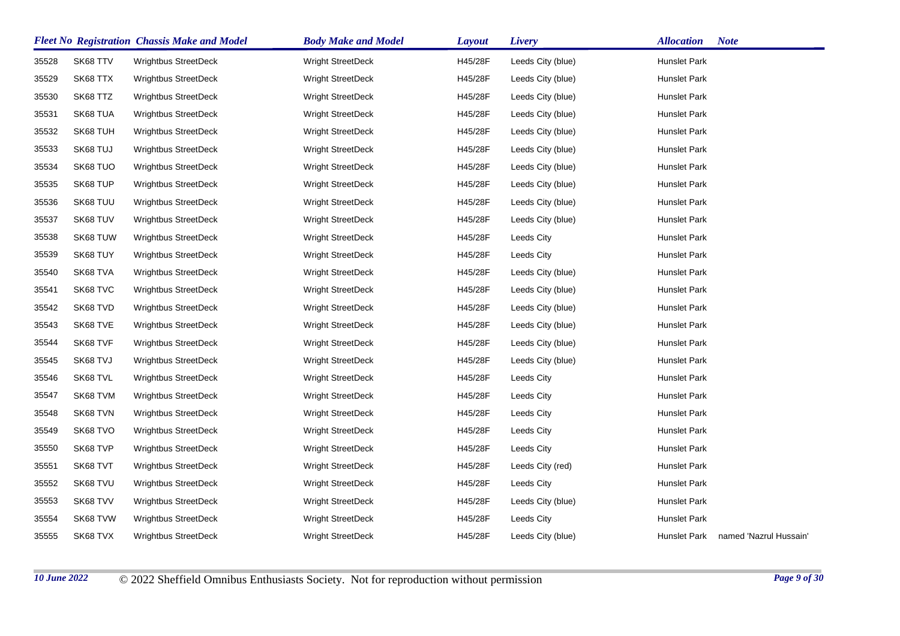| Fleet No | Registration | Chassis Make and Model | Body Make and Model | Layout | Livery | Allocation | Note |
|---|---|---|---|---|---|---|---|
| 35528 | SK68 TTV | Wrightbus StreetDeck | Wright StreetDeck | H45/28F | Leeds City (blue) | Hunslet Park | |
| 35529 | SK68 TTX | Wrightbus StreetDeck | Wright StreetDeck | H45/28F | Leeds City (blue) | Hunslet Park | |
| 35530 | SK68 TTZ | Wrightbus StreetDeck | Wright StreetDeck | H45/28F | Leeds City (blue) | Hunslet Park | |
| 35531 | SK68 TUA | Wrightbus StreetDeck | Wright StreetDeck | H45/28F | Leeds City (blue) | Hunslet Park | |
| 35532 | SK68 TUH | Wrightbus StreetDeck | Wright StreetDeck | H45/28F | Leeds City (blue) | Hunslet Park | |
| 35533 | SK68 TUJ | Wrightbus StreetDeck | Wright StreetDeck | H45/28F | Leeds City (blue) | Hunslet Park | |
| 35534 | SK68 TUO | Wrightbus StreetDeck | Wright StreetDeck | H45/28F | Leeds City (blue) | Hunslet Park | |
| 35535 | SK68 TUP | Wrightbus StreetDeck | Wright StreetDeck | H45/28F | Leeds City (blue) | Hunslet Park | |
| 35536 | SK68 TUU | Wrightbus StreetDeck | Wright StreetDeck | H45/28F | Leeds City (blue) | Hunslet Park | |
| 35537 | SK68 TUV | Wrightbus StreetDeck | Wright StreetDeck | H45/28F | Leeds City (blue) | Hunslet Park | |
| 35538 | SK68 TUW | Wrightbus StreetDeck | Wright StreetDeck | H45/28F | Leeds City | Hunslet Park | |
| 35539 | SK68 TUY | Wrightbus StreetDeck | Wright StreetDeck | H45/28F | Leeds City | Hunslet Park | |
| 35540 | SK68 TVA | Wrightbus StreetDeck | Wright StreetDeck | H45/28F | Leeds City (blue) | Hunslet Park | |
| 35541 | SK68 TVC | Wrightbus StreetDeck | Wright StreetDeck | H45/28F | Leeds City (blue) | Hunslet Park | |
| 35542 | SK68 TVD | Wrightbus StreetDeck | Wright StreetDeck | H45/28F | Leeds City (blue) | Hunslet Park | |
| 35543 | SK68 TVE | Wrightbus StreetDeck | Wright StreetDeck | H45/28F | Leeds City (blue) | Hunslet Park | |
| 35544 | SK68 TVF | Wrightbus StreetDeck | Wright StreetDeck | H45/28F | Leeds City (blue) | Hunslet Park | |
| 35545 | SK68 TVJ | Wrightbus StreetDeck | Wright StreetDeck | H45/28F | Leeds City (blue) | Hunslet Park | |
| 35546 | SK68 TVL | Wrightbus StreetDeck | Wright StreetDeck | H45/28F | Leeds City | Hunslet Park | |
| 35547 | SK68 TVM | Wrightbus StreetDeck | Wright StreetDeck | H45/28F | Leeds City | Hunslet Park | |
| 35548 | SK68 TVN | Wrightbus StreetDeck | Wright StreetDeck | H45/28F | Leeds City | Hunslet Park | |
| 35549 | SK68 TVO | Wrightbus StreetDeck | Wright StreetDeck | H45/28F | Leeds City | Hunslet Park | |
| 35550 | SK68 TVP | Wrightbus StreetDeck | Wright StreetDeck | H45/28F | Leeds City | Hunslet Park | |
| 35551 | SK68 TVT | Wrightbus StreetDeck | Wright StreetDeck | H45/28F | Leeds City (red) | Hunslet Park | |
| 35552 | SK68 TVU | Wrightbus StreetDeck | Wright StreetDeck | H45/28F | Leeds City | Hunslet Park | |
| 35553 | SK68 TVV | Wrightbus StreetDeck | Wright StreetDeck | H45/28F | Leeds City (blue) | Hunslet Park | |
| 35554 | SK68 TVW | Wrightbus StreetDeck | Wright StreetDeck | H45/28F | Leeds City | Hunslet Park | |
| 35555 | SK68 TVX | Wrightbus StreetDeck | Wright StreetDeck | H45/28F | Leeds City (blue) | Hunslet Park | named 'Nazrul Hussain' |

*10 June 2022* © 2022 Sheffield Omnibus Enthusiasts Society. Not for reproduction without permission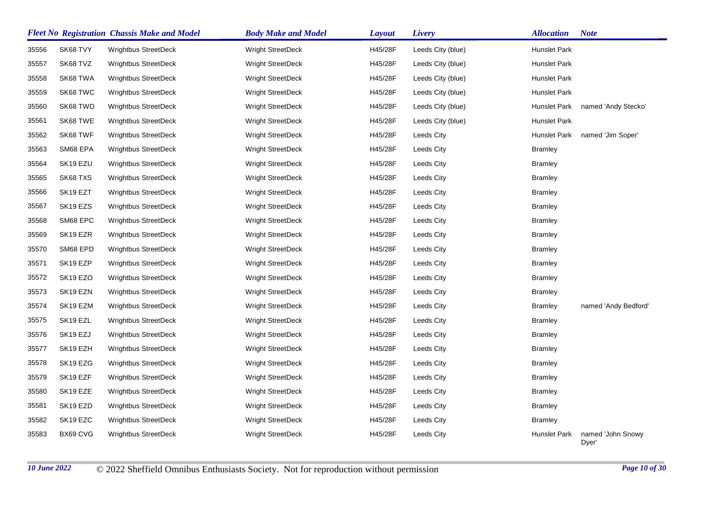| Fleet No | Registration | Chassis Make and Model | Body Make and Model | Layout | Livery | Allocation | Note |
|---|---|---|---|---|---|---|---|
| 35556 | SK68 TVY | Wrightbus StreetDeck | Wright StreetDeck | H45/28F | Leeds City (blue) | Hunslet Park | |
| 35557 | SK68 TVZ | Wrightbus StreetDeck | Wright StreetDeck | H45/28F | Leeds City (blue) | Hunslet Park | |
| 35558 | SK68 TWA | Wrightbus StreetDeck | Wright StreetDeck | H45/28F | Leeds City (blue) | Hunslet Park | |
| 35559 | SK68 TWC | Wrightbus StreetDeck | Wright StreetDeck | H45/28F | Leeds City (blue) | Hunslet Park | |
| 35560 | SK68 TWD | Wrightbus StreetDeck | Wright StreetDeck | H45/28F | Leeds City (blue) | Hunslet Park | named 'Andy Stecko' |
| 35561 | SK68 TWE | Wrightbus StreetDeck | Wright StreetDeck | H45/28F | Leeds City (blue) | Hunslet Park | |
| 35562 | SK68 TWF | Wrightbus StreetDeck | Wright StreetDeck | H45/28F | Leeds City | Hunslet Park | named 'Jim Soper' |
| 35563 | SM68 EPA | Wrightbus StreetDeck | Wright StreetDeck | H45/28F | Leeds City | Bramley | |
| 35564 | SK19 EZU | Wrightbus StreetDeck | Wright StreetDeck | H45/28F | Leeds City | Bramley | |
| 35565 | SK68 TXS | Wrightbus StreetDeck | Wright StreetDeck | H45/28F | Leeds City | Bramley | |
| 35566 | SK19 EZT | Wrightbus StreetDeck | Wright StreetDeck | H45/28F | Leeds City | Bramley | |
| 35567 | SK19 EZS | Wrightbus StreetDeck | Wright StreetDeck | H45/28F | Leeds City | Bramley | |
| 35568 | SM68 EPC | Wrightbus StreetDeck | Wright StreetDeck | H45/28F | Leeds City | Bramley | |
| 35569 | SK19 EZR | Wrightbus StreetDeck | Wright StreetDeck | H45/28F | Leeds City | Bramley | |
| 35570 | SM68 EPD | Wrightbus StreetDeck | Wright StreetDeck | H45/28F | Leeds City | Bramley | |
| 35571 | SK19 EZP | Wrightbus StreetDeck | Wright StreetDeck | H45/28F | Leeds City | Bramley | |
| 35572 | SK19 EZO | Wrightbus StreetDeck | Wright StreetDeck | H45/28F | Leeds City | Bramley | |
| 35573 | SK19 EZN | Wrightbus StreetDeck | Wright StreetDeck | H45/28F | Leeds City | Bramley | |
| 35574 | SK19 EZM | Wrightbus StreetDeck | Wright StreetDeck | H45/28F | Leeds City | Bramley | named 'Andy Bedford' |
| 35575 | SK19 EZL | Wrightbus StreetDeck | Wright StreetDeck | H45/28F | Leeds City | Bramley | |
| 35576 | SK19 EZJ | Wrightbus StreetDeck | Wright StreetDeck | H45/28F | Leeds City | Bramley | |
| 35577 | SK19 EZH | Wrightbus StreetDeck | Wright StreetDeck | H45/28F | Leeds City | Bramley | |
| 35578 | SK19 EZG | Wrightbus StreetDeck | Wright StreetDeck | H45/28F | Leeds City | Bramley | |
| 35579 | SK19 EZF | Wrightbus StreetDeck | Wright StreetDeck | H45/28F | Leeds City | Bramley | |
| 35580 | SK19 EZE | Wrightbus StreetDeck | Wright StreetDeck | H45/28F | Leeds City | Bramley | |
| 35581 | SK19 EZD | Wrightbus StreetDeck | Wright StreetDeck | H45/28F | Leeds City | Bramley | |
| 35582 | SK19 EZC | Wrightbus StreetDeck | Wright StreetDeck | H45/28F | Leeds City | Bramley | |
| 35583 | BX69 CVG | Wrightbus StreetDeck | Wright StreetDeck | H45/28F | Leeds City | Hunslet Park | named 'John Snowy Dyer' |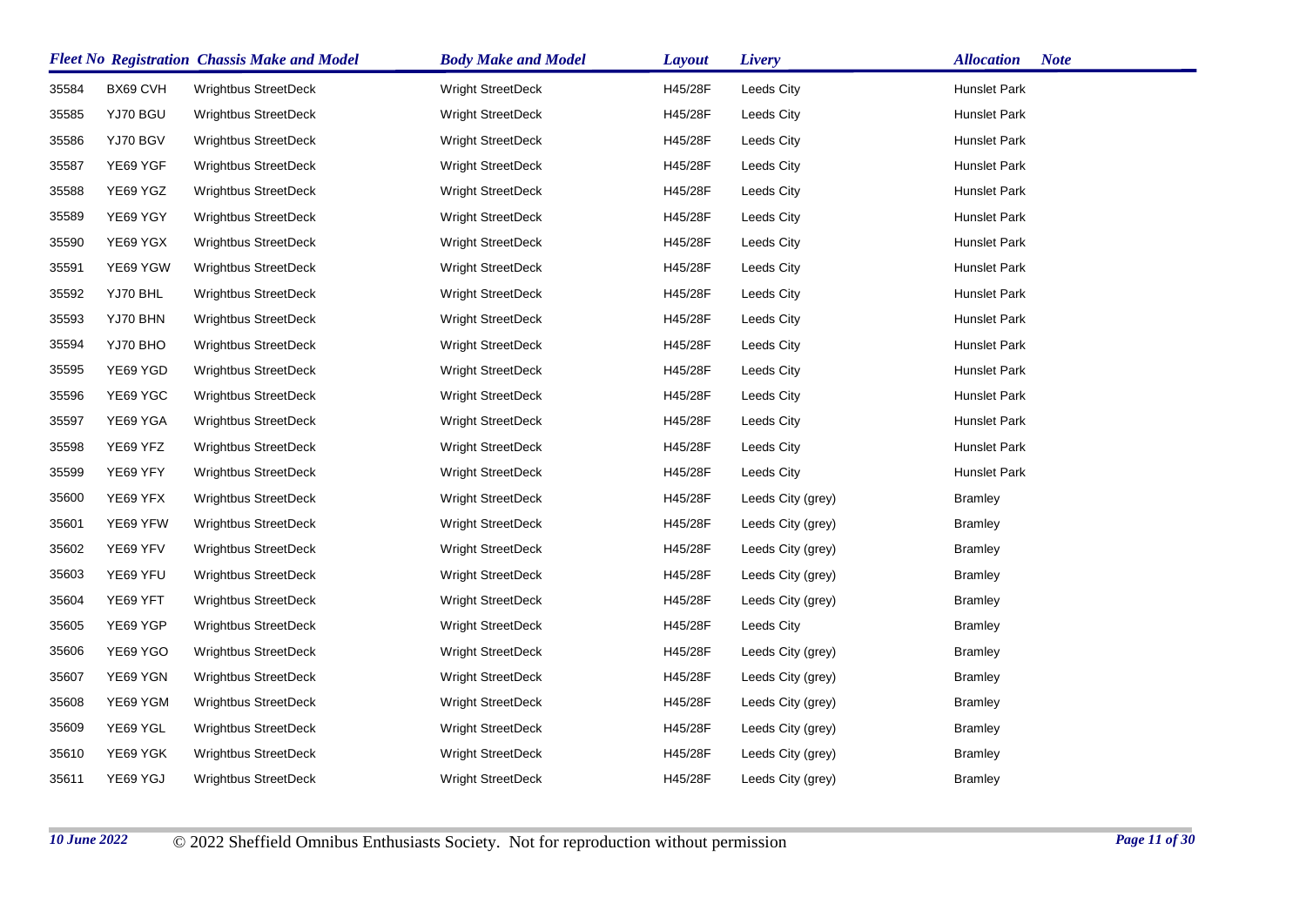| Fleet No | Registration | Chassis Make and Model | Body Make and Model | Layout | Livery | Allocation | Note |
|---|---|---|---|---|---|---|---|
| 35584 | BX69 CVH | Wrightbus StreetDeck | Wright StreetDeck | H45/28F | Leeds City | Hunslet Park | |
| 35585 | YJ70 BGU | Wrightbus StreetDeck | Wright StreetDeck | H45/28F | Leeds City | Hunslet Park | |
| 35586 | YJ70 BGV | Wrightbus StreetDeck | Wright StreetDeck | H45/28F | Leeds City | Hunslet Park | |
| 35587 | YE69 YGF | Wrightbus StreetDeck | Wright StreetDeck | H45/28F | Leeds City | Hunslet Park | |
| 35588 | YE69 YGZ | Wrightbus StreetDeck | Wright StreetDeck | H45/28F | Leeds City | Hunslet Park | |
| 35589 | YE69 YGY | Wrightbus StreetDeck | Wright StreetDeck | H45/28F | Leeds City | Hunslet Park | |
| 35590 | YE69 YGX | Wrightbus StreetDeck | Wright StreetDeck | H45/28F | Leeds City | Hunslet Park | |
| 35591 | YE69 YGW | Wrightbus StreetDeck | Wright StreetDeck | H45/28F | Leeds City | Hunslet Park | |
| 35592 | YJ70 BHL | Wrightbus StreetDeck | Wright StreetDeck | H45/28F | Leeds City | Hunslet Park | |
| 35593 | YJ70 BHN | Wrightbus StreetDeck | Wright StreetDeck | H45/28F | Leeds City | Hunslet Park | |
| 35594 | YJ70 BHO | Wrightbus StreetDeck | Wright StreetDeck | H45/28F | Leeds City | Hunslet Park | |
| 35595 | YE69 YGD | Wrightbus StreetDeck | Wright StreetDeck | H45/28F | Leeds City | Hunslet Park | |
| 35596 | YE69 YGC | Wrightbus StreetDeck | Wright StreetDeck | H45/28F | Leeds City | Hunslet Park | |
| 35597 | YE69 YGA | Wrightbus StreetDeck | Wright StreetDeck | H45/28F | Leeds City | Hunslet Park | |
| 35598 | YE69 YFZ | Wrightbus StreetDeck | Wright StreetDeck | H45/28F | Leeds City | Hunslet Park | |
| 35599 | YE69 YFY | Wrightbus StreetDeck | Wright StreetDeck | H45/28F | Leeds City | Hunslet Park | |
| 35600 | YE69 YFX | Wrightbus StreetDeck | Wright StreetDeck | H45/28F | Leeds City (grey) | Bramley | |
| 35601 | YE69 YFW | Wrightbus StreetDeck | Wright StreetDeck | H45/28F | Leeds City (grey) | Bramley | |
| 35602 | YE69 YFV | Wrightbus StreetDeck | Wright StreetDeck | H45/28F | Leeds City (grey) | Bramley | |
| 35603 | YE69 YFU | Wrightbus StreetDeck | Wright StreetDeck | H45/28F | Leeds City (grey) | Bramley | |
| 35604 | YE69 YFT | Wrightbus StreetDeck | Wright StreetDeck | H45/28F | Leeds City (grey) | Bramley | |
| 35605 | YE69 YGP | Wrightbus StreetDeck | Wright StreetDeck | H45/28F | Leeds City | Bramley | |
| 35606 | YE69 YGO | Wrightbus StreetDeck | Wright StreetDeck | H45/28F | Leeds City (grey) | Bramley | |
| 35607 | YE69 YGN | Wrightbus StreetDeck | Wright StreetDeck | H45/28F | Leeds City (grey) | Bramley | |
| 35608 | YE69 YGM | Wrightbus StreetDeck | Wright StreetDeck | H45/28F | Leeds City (grey) | Bramley | |
| 35609 | YE69 YGL | Wrightbus StreetDeck | Wright StreetDeck | H45/28F | Leeds City (grey) | Bramley | |
| 35610 | YE69 YGK | Wrightbus StreetDeck | Wright StreetDeck | H45/28F | Leeds City (grey) | Bramley | |
| 35611 | YE69 YGJ | Wrightbus StreetDeck | Wright StreetDeck | H45/28F | Leeds City (grey) | Bramley | |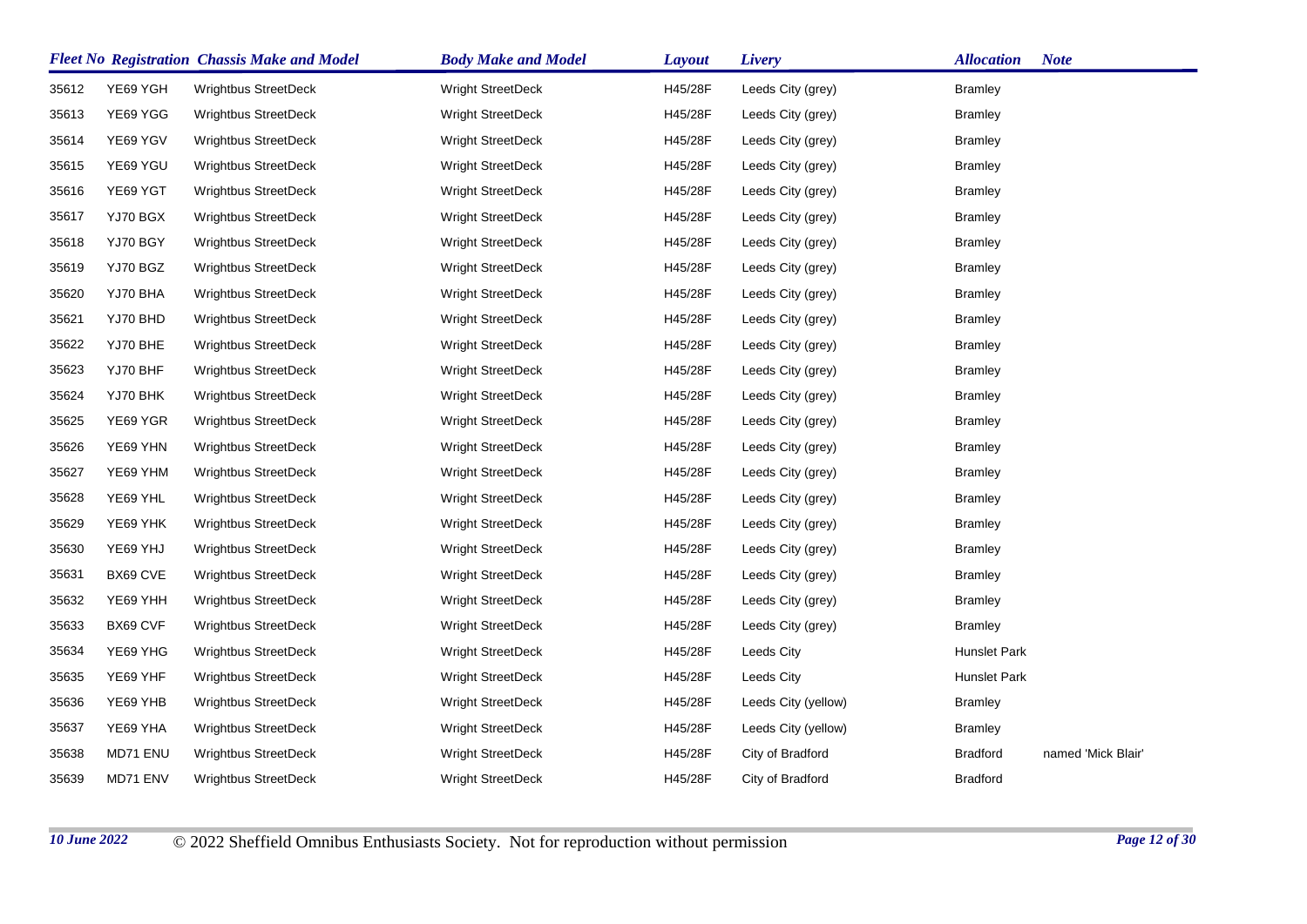| Fleet No | Registration | Chassis Make and Model | Body Make and Model | Layout | Livery | Allocation | Note |
|---|---|---|---|---|---|---|---|
| 35612 | YE69 YGH | Wrightbus StreetDeck | Wright StreetDeck | H45/28F | Leeds City (grey) | Bramley | |
| 35613 | YE69 YGG | Wrightbus StreetDeck | Wright StreetDeck | H45/28F | Leeds City (grey) | Bramley | |
| 35614 | YE69 YGV | Wrightbus StreetDeck | Wright StreetDeck | H45/28F | Leeds City (grey) | Bramley | |
| 35615 | YE69 YGU | Wrightbus StreetDeck | Wright StreetDeck | H45/28F | Leeds City (grey) | Bramley | |
| 35616 | YE69 YGT | Wrightbus StreetDeck | Wright StreetDeck | H45/28F | Leeds City (grey) | Bramley | |
| 35617 | YJ70 BGX | Wrightbus StreetDeck | Wright StreetDeck | H45/28F | Leeds City (grey) | Bramley | |
| 35618 | YJ70 BGY | Wrightbus StreetDeck | Wright StreetDeck | H45/28F | Leeds City (grey) | Bramley | |
| 35619 | YJ70 BGZ | Wrightbus StreetDeck | Wright StreetDeck | H45/28F | Leeds City (grey) | Bramley | |
| 35620 | YJ70 BHA | Wrightbus StreetDeck | Wright StreetDeck | H45/28F | Leeds City (grey) | Bramley | |
| 35621 | YJ70 BHD | Wrightbus StreetDeck | Wright StreetDeck | H45/28F | Leeds City (grey) | Bramley | |
| 35622 | YJ70 BHE | Wrightbus StreetDeck | Wright StreetDeck | H45/28F | Leeds City (grey) | Bramley | |
| 35623 | YJ70 BHF | Wrightbus StreetDeck | Wright StreetDeck | H45/28F | Leeds City (grey) | Bramley | |
| 35624 | YJ70 BHK | Wrightbus StreetDeck | Wright StreetDeck | H45/28F | Leeds City (grey) | Bramley | |
| 35625 | YE69 YGR | Wrightbus StreetDeck | Wright StreetDeck | H45/28F | Leeds City (grey) | Bramley | |
| 35626 | YE69 YHN | Wrightbus StreetDeck | Wright StreetDeck | H45/28F | Leeds City (grey) | Bramley | |
| 35627 | YE69 YHM | Wrightbus StreetDeck | Wright StreetDeck | H45/28F | Leeds City (grey) | Bramley | |
| 35628 | YE69 YHL | Wrightbus StreetDeck | Wright StreetDeck | H45/28F | Leeds City (grey) | Bramley | |
| 35629 | YE69 YHK | Wrightbus StreetDeck | Wright StreetDeck | H45/28F | Leeds City (grey) | Bramley | |
| 35630 | YE69 YHJ | Wrightbus StreetDeck | Wright StreetDeck | H45/28F | Leeds City (grey) | Bramley | |
| 35631 | BX69 CVE | Wrightbus StreetDeck | Wright StreetDeck | H45/28F | Leeds City (grey) | Bramley | |
| 35632 | YE69 YHH | Wrightbus StreetDeck | Wright StreetDeck | H45/28F | Leeds City (grey) | Bramley | |
| 35633 | BX69 CVF | Wrightbus StreetDeck | Wright StreetDeck | H45/28F | Leeds City (grey) | Bramley | |
| 35634 | YE69 YHG | Wrightbus StreetDeck | Wright StreetDeck | H45/28F | Leeds City | Hunslet Park | |
| 35635 | YE69 YHF | Wrightbus StreetDeck | Wright StreetDeck | H45/28F | Leeds City | Hunslet Park | |
| 35636 | YE69 YHB | Wrightbus StreetDeck | Wright StreetDeck | H45/28F | Leeds City (yellow) | Bramley | |
| 35637 | YE69 YHA | Wrightbus StreetDeck | Wright StreetDeck | H45/28F | Leeds City (yellow) | Bramley | |
| 35638 | MD71 ENU | Wrightbus StreetDeck | Wright StreetDeck | H45/28F | City of Bradford | Bradford | named 'Mick Blair' |
| 35639 | MD71 ENV | Wrightbus StreetDeck | Wright StreetDeck | H45/28F | City of Bradford | Bradford | |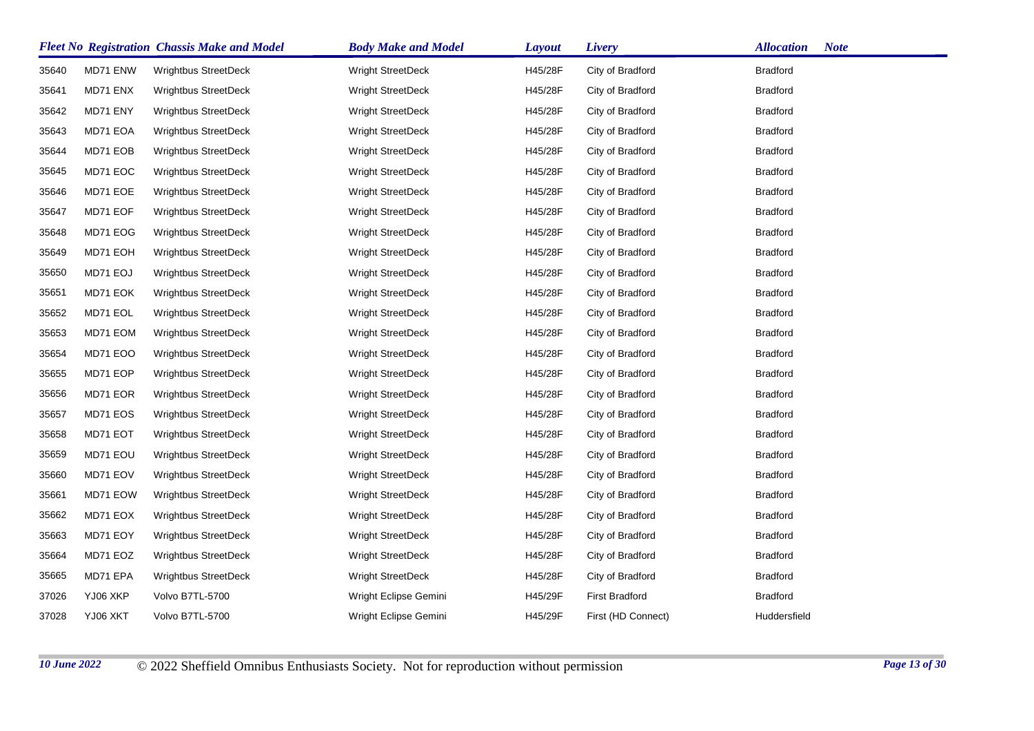| Fleet No | Registration | Chassis Make and Model | Body Make and Model | Layout | Livery | Allocation | Note |
|---|---|---|---|---|---|---|---|
| 35640 | MD71 ENW | Wrightbus StreetDeck | Wright StreetDeck | H45/28F | City of Bradford | Bradford | |
| 35641 | MD71 ENX | Wrightbus StreetDeck | Wright StreetDeck | H45/28F | City of Bradford | Bradford | |
| 35642 | MD71 ENY | Wrightbus StreetDeck | Wright StreetDeck | H45/28F | City of Bradford | Bradford | |
| 35643 | MD71 EOA | Wrightbus StreetDeck | Wright StreetDeck | H45/28F | City of Bradford | Bradford | |
| 35644 | MD71 EOB | Wrightbus StreetDeck | Wright StreetDeck | H45/28F | City of Bradford | Bradford | |
| 35645 | MD71 EOC | Wrightbus StreetDeck | Wright StreetDeck | H45/28F | City of Bradford | Bradford | |
| 35646 | MD71 EOE | Wrightbus StreetDeck | Wright StreetDeck | H45/28F | City of Bradford | Bradford | |
| 35647 | MD71 EOF | Wrightbus StreetDeck | Wright StreetDeck | H45/28F | City of Bradford | Bradford | |
| 35648 | MD71 EOG | Wrightbus StreetDeck | Wright StreetDeck | H45/28F | City of Bradford | Bradford | |
| 35649 | MD71 EOH | Wrightbus StreetDeck | Wright StreetDeck | H45/28F | City of Bradford | Bradford | |
| 35650 | MD71 EOJ | Wrightbus StreetDeck | Wright StreetDeck | H45/28F | City of Bradford | Bradford | |
| 35651 | MD71 EOK | Wrightbus StreetDeck | Wright StreetDeck | H45/28F | City of Bradford | Bradford | |
| 35652 | MD71 EOL | Wrightbus StreetDeck | Wright StreetDeck | H45/28F | City of Bradford | Bradford | |
| 35653 | MD71 EOM | Wrightbus StreetDeck | Wright StreetDeck | H45/28F | City of Bradford | Bradford | |
| 35654 | MD71 EOO | Wrightbus StreetDeck | Wright StreetDeck | H45/28F | City of Bradford | Bradford | |
| 35655 | MD71 EOP | Wrightbus StreetDeck | Wright StreetDeck | H45/28F | City of Bradford | Bradford | |
| 35656 | MD71 EOR | Wrightbus StreetDeck | Wright StreetDeck | H45/28F | City of Bradford | Bradford | |
| 35657 | MD71 EOS | Wrightbus StreetDeck | Wright StreetDeck | H45/28F | City of Bradford | Bradford | |
| 35658 | MD71 EOT | Wrightbus StreetDeck | Wright StreetDeck | H45/28F | City of Bradford | Bradford | |
| 35659 | MD71 EOU | Wrightbus StreetDeck | Wright StreetDeck | H45/28F | City of Bradford | Bradford | |
| 35660 | MD71 EOV | Wrightbus StreetDeck | Wright StreetDeck | H45/28F | City of Bradford | Bradford | |
| 35661 | MD71 EOW | Wrightbus StreetDeck | Wright StreetDeck | H45/28F | City of Bradford | Bradford | |
| 35662 | MD71 EOX | Wrightbus StreetDeck | Wright StreetDeck | H45/28F | City of Bradford | Bradford | |
| 35663 | MD71 EOY | Wrightbus StreetDeck | Wright StreetDeck | H45/28F | City of Bradford | Bradford | |
| 35664 | MD71 EOZ | Wrightbus StreetDeck | Wright StreetDeck | H45/28F | City of Bradford | Bradford | |
| 35665 | MD71 EPA | Wrightbus StreetDeck | Wright StreetDeck | H45/28F | City of Bradford | Bradford | |
| 37026 | YJ06 XKP | Volvo B7TL-5700 | Wright Eclipse Gemini | H45/29F | First Bradford | Bradford | |
| 37028 | YJ06 XKT | Volvo B7TL-5700 | Wright Eclipse Gemini | H45/29F | First (HD Connect) | Huddersfield | |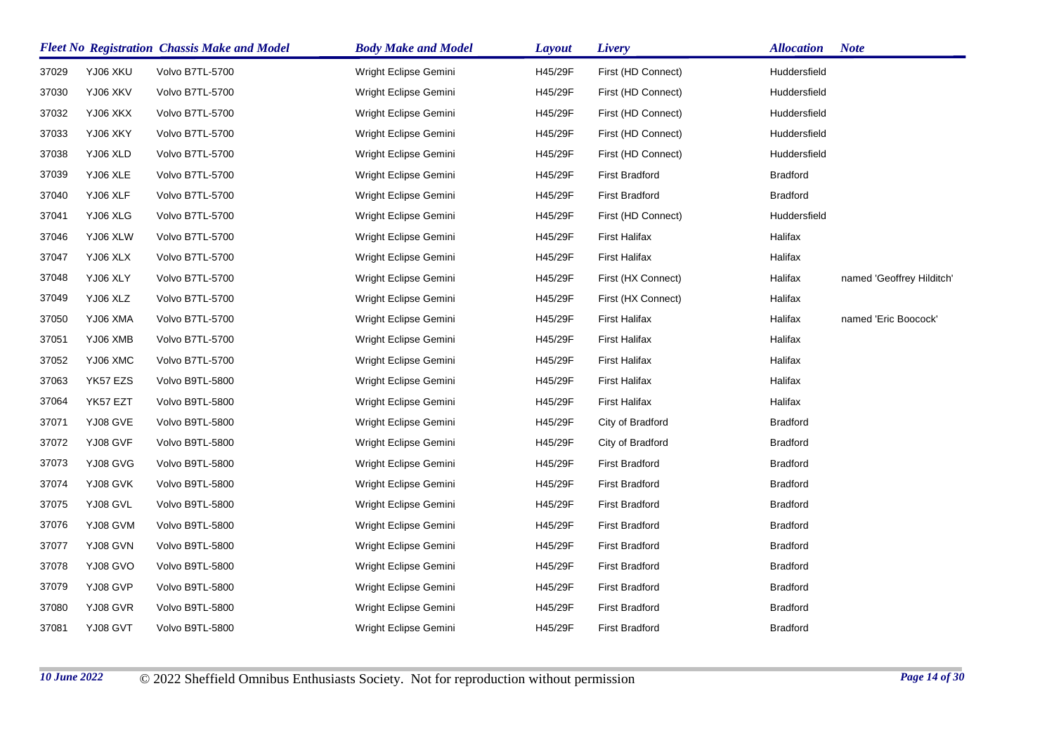| Fleet No | Registration | Chassis Make and Model | Body Make and Model | Layout | Livery | Allocation | Note |
|---|---|---|---|---|---|---|---|
| 37029 | YJ06 XKU | Volvo B7TL-5700 | Wright Eclipse Gemini | H45/29F | First (HD Connect) | Huddersfield | |
| 37030 | YJ06 XKV | Volvo B7TL-5700 | Wright Eclipse Gemini | H45/29F | First (HD Connect) | Huddersfield | |
| 37032 | YJ06 XKX | Volvo B7TL-5700 | Wright Eclipse Gemini | H45/29F | First (HD Connect) | Huddersfield | |
| 37033 | YJ06 XKY | Volvo B7TL-5700 | Wright Eclipse Gemini | H45/29F | First (HD Connect) | Huddersfield | |
| 37038 | YJ06 XLD | Volvo B7TL-5700 | Wright Eclipse Gemini | H45/29F | First (HD Connect) | Huddersfield | |
| 37039 | YJ06 XLE | Volvo B7TL-5700 | Wright Eclipse Gemini | H45/29F | First Bradford | Bradford | |
| 37040 | YJ06 XLF | Volvo B7TL-5700 | Wright Eclipse Gemini | H45/29F | First Bradford | Bradford | |
| 37041 | YJ06 XLG | Volvo B7TL-5700 | Wright Eclipse Gemini | H45/29F | First (HD Connect) | Huddersfield | |
| 37046 | YJ06 XLW | Volvo B7TL-5700 | Wright Eclipse Gemini | H45/29F | First Halifax | Halifax | |
| 37047 | YJ06 XLX | Volvo B7TL-5700 | Wright Eclipse Gemini | H45/29F | First Halifax | Halifax | |
| 37048 | YJ06 XLY | Volvo B7TL-5700 | Wright Eclipse Gemini | H45/29F | First (HX Connect) | Halifax | named 'Geoffrey Hilditch' |
| 37049 | YJ06 XLZ | Volvo B7TL-5700 | Wright Eclipse Gemini | H45/29F | First (HX Connect) | Halifax | |
| 37050 | YJ06 XMA | Volvo B7TL-5700 | Wright Eclipse Gemini | H45/29F | First Halifax | Halifax | named 'Eric Boocock' |
| 37051 | YJ06 XMB | Volvo B7TL-5700 | Wright Eclipse Gemini | H45/29F | First Halifax | Halifax | |
| 37052 | YJ06 XMC | Volvo B7TL-5700 | Wright Eclipse Gemini | H45/29F | First Halifax | Halifax | |
| 37063 | YK57 EZS | Volvo B9TL-5800 | Wright Eclipse Gemini | H45/29F | First Halifax | Halifax | |
| 37064 | YK57 EZT | Volvo B9TL-5800 | Wright Eclipse Gemini | H45/29F | First Halifax | Halifax | |
| 37071 | YJ08 GVE | Volvo B9TL-5800 | Wright Eclipse Gemini | H45/29F | City of Bradford | Bradford | |
| 37072 | YJ08 GVF | Volvo B9TL-5800 | Wright Eclipse Gemini | H45/29F | City of Bradford | Bradford | |
| 37073 | YJ08 GVG | Volvo B9TL-5800 | Wright Eclipse Gemini | H45/29F | First Bradford | Bradford | |
| 37074 | YJ08 GVK | Volvo B9TL-5800 | Wright Eclipse Gemini | H45/29F | First Bradford | Bradford | |
| 37075 | YJ08 GVL | Volvo B9TL-5800 | Wright Eclipse Gemini | H45/29F | First Bradford | Bradford | |
| 37076 | YJ08 GVM | Volvo B9TL-5800 | Wright Eclipse Gemini | H45/29F | First Bradford | Bradford | |
| 37077 | YJ08 GVN | Volvo B9TL-5800 | Wright Eclipse Gemini | H45/29F | First Bradford | Bradford | |
| 37078 | YJ08 GVO | Volvo B9TL-5800 | Wright Eclipse Gemini | H45/29F | First Bradford | Bradford | |
| 37079 | YJ08 GVP | Volvo B9TL-5800 | Wright Eclipse Gemini | H45/29F | First Bradford | Bradford | |
| 37080 | YJ08 GVR | Volvo B9TL-5800 | Wright Eclipse Gemini | H45/29F | First Bradford | Bradford | |
| 37081 | YJ08 GVT | Volvo B9TL-5800 | Wright Eclipse Gemini | H45/29F | First Bradford | Bradford | |

*10 June 2022* © 2022 Sheffield Omnibus Enthusiasts Society. Not for reproduction without permission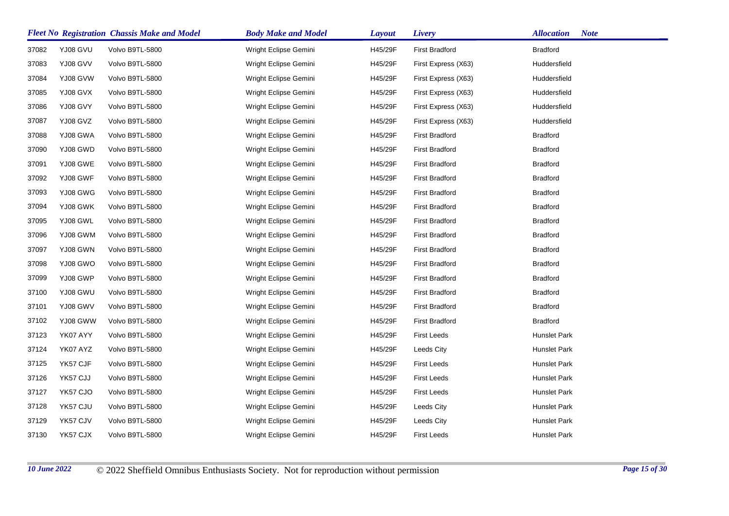| Fleet No | Registration | Chassis Make and Model | Body Make and Model | Layout | Livery | Allocation | Note |
|---|---|---|---|---|---|---|---|
| 37082 | YJ08 GVU | Volvo B9TL-5800 | Wright Eclipse Gemini | H45/29F | First Bradford | Bradford | |
| 37083 | YJ08 GVV | Volvo B9TL-5800 | Wright Eclipse Gemini | H45/29F | First Express (X63) | Huddersfield | |
| 37084 | YJ08 GVW | Volvo B9TL-5800 | Wright Eclipse Gemini | H45/29F | First Express (X63) | Huddersfield | |
| 37085 | YJ08 GVX | Volvo B9TL-5800 | Wright Eclipse Gemini | H45/29F | First Express (X63) | Huddersfield | |
| 37086 | YJ08 GVY | Volvo B9TL-5800 | Wright Eclipse Gemini | H45/29F | First Express (X63) | Huddersfield | |
| 37087 | YJ08 GVZ | Volvo B9TL-5800 | Wright Eclipse Gemini | H45/29F | First Express (X63) | Huddersfield | |
| 37088 | YJ08 GWA | Volvo B9TL-5800 | Wright Eclipse Gemini | H45/29F | First Bradford | Bradford | |
| 37090 | YJ08 GWD | Volvo B9TL-5800 | Wright Eclipse Gemini | H45/29F | First Bradford | Bradford | |
| 37091 | YJ08 GWE | Volvo B9TL-5800 | Wright Eclipse Gemini | H45/29F | First Bradford | Bradford | |
| 37092 | YJ08 GWF | Volvo B9TL-5800 | Wright Eclipse Gemini | H45/29F | First Bradford | Bradford | |
| 37093 | YJ08 GWG | Volvo B9TL-5800 | Wright Eclipse Gemini | H45/29F | First Bradford | Bradford | |
| 37094 | YJ08 GWK | Volvo B9TL-5800 | Wright Eclipse Gemini | H45/29F | First Bradford | Bradford | |
| 37095 | YJ08 GWL | Volvo B9TL-5800 | Wright Eclipse Gemini | H45/29F | First Bradford | Bradford | |
| 37096 | YJ08 GWM | Volvo B9TL-5800 | Wright Eclipse Gemini | H45/29F | First Bradford | Bradford | |
| 37097 | YJ08 GWN | Volvo B9TL-5800 | Wright Eclipse Gemini | H45/29F | First Bradford | Bradford | |
| 37098 | YJ08 GWO | Volvo B9TL-5800 | Wright Eclipse Gemini | H45/29F | First Bradford | Bradford | |
| 37099 | YJ08 GWP | Volvo B9TL-5800 | Wright Eclipse Gemini | H45/29F | First Bradford | Bradford | |
| 37100 | YJ08 GWU | Volvo B9TL-5800 | Wright Eclipse Gemini | H45/29F | First Bradford | Bradford | |
| 37101 | YJ08 GWV | Volvo B9TL-5800 | Wright Eclipse Gemini | H45/29F | First Bradford | Bradford | |
| 37102 | YJ08 GWW | Volvo B9TL-5800 | Wright Eclipse Gemini | H45/29F | First Bradford | Bradford | |
| 37123 | YK07 AYY | Volvo B9TL-5800 | Wright Eclipse Gemini | H45/29F | First Leeds | Hunslet Park | |
| 37124 | YK07 AYZ | Volvo B9TL-5800 | Wright Eclipse Gemini | H45/29F | Leeds City | Hunslet Park | |
| 37125 | YK57 CJF | Volvo B9TL-5800 | Wright Eclipse Gemini | H45/29F | First Leeds | Hunslet Park | |
| 37126 | YK57 CJJ | Volvo B9TL-5800 | Wright Eclipse Gemini | H45/29F | First Leeds | Hunslet Park | |
| 37127 | YK57 CJO | Volvo B9TL-5800 | Wright Eclipse Gemini | H45/29F | First Leeds | Hunslet Park | |
| 37128 | YK57 CJU | Volvo B9TL-5800 | Wright Eclipse Gemini | H45/29F | Leeds City | Hunslet Park | |
| 37129 | YK57 CJV | Volvo B9TL-5800 | Wright Eclipse Gemini | H45/29F | Leeds City | Hunslet Park | |
| 37130 | YK57 CJX | Volvo B9TL-5800 | Wright Eclipse Gemini | H45/29F | First Leeds | Hunslet Park | |

*10 June 2022* © 2022 Sheffield Omnibus Enthusiasts Society. Not for reproduction without permission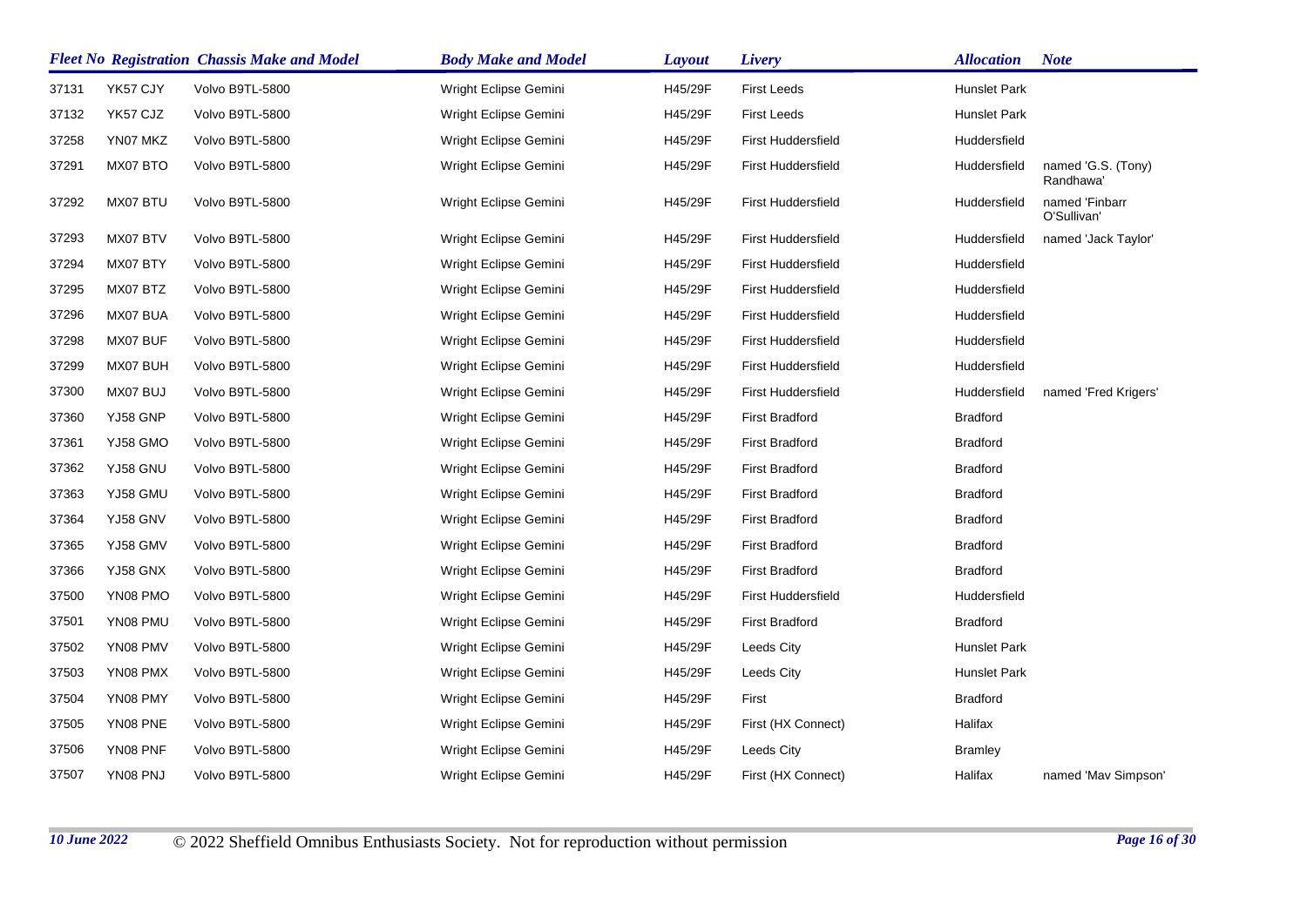| Fleet No | Registration | Chassis Make and Model | Body Make and Model | Layout | Livery | Allocation | Note |
|---|---|---|---|---|---|---|---|
| 37131 | YK57 CJY | Volvo B9TL-5800 | Wright Eclipse Gemini | H45/29F | First Leeds | Hunslet Park | |
| 37132 | YK57 CJZ | Volvo B9TL-5800 | Wright Eclipse Gemini | H45/29F | First Leeds | Hunslet Park | |
| 37258 | YN07 MKZ | Volvo B9TL-5800 | Wright Eclipse Gemini | H45/29F | First Huddersfield | Huddersfield | |
| 37291 | MX07 BTO | Volvo B9TL-5800 | Wright Eclipse Gemini | H45/29F | First Huddersfield | Huddersfield | named 'G.S. (Tony) Randhawa' |
| 37292 | MX07 BTU | Volvo B9TL-5800 | Wright Eclipse Gemini | H45/29F | First Huddersfield | Huddersfield | named 'Finbarr O'Sullivan' |
| 37293 | MX07 BTV | Volvo B9TL-5800 | Wright Eclipse Gemini | H45/29F | First Huddersfield | Huddersfield | named 'Jack Taylor' |
| 37294 | MX07 BTY | Volvo B9TL-5800 | Wright Eclipse Gemini | H45/29F | First Huddersfield | Huddersfield | |
| 37295 | MX07 BTZ | Volvo B9TL-5800 | Wright Eclipse Gemini | H45/29F | First Huddersfield | Huddersfield | |
| 37296 | MX07 BUA | Volvo B9TL-5800 | Wright Eclipse Gemini | H45/29F | First Huddersfield | Huddersfield | |
| 37298 | MX07 BUF | Volvo B9TL-5800 | Wright Eclipse Gemini | H45/29F | First Huddersfield | Huddersfield | |
| 37299 | MX07 BUH | Volvo B9TL-5800 | Wright Eclipse Gemini | H45/29F | First Huddersfield | Huddersfield | |
| 37300 | MX07 BUJ | Volvo B9TL-5800 | Wright Eclipse Gemini | H45/29F | First Huddersfield | Huddersfield | named 'Fred Krigers' |
| 37360 | YJ58 GNP | Volvo B9TL-5800 | Wright Eclipse Gemini | H45/29F | First Bradford | Bradford | |
| 37361 | YJ58 GMO | Volvo B9TL-5800 | Wright Eclipse Gemini | H45/29F | First Bradford | Bradford | |
| 37362 | YJ58 GNU | Volvo B9TL-5800 | Wright Eclipse Gemini | H45/29F | First Bradford | Bradford | |
| 37363 | YJ58 GMU | Volvo B9TL-5800 | Wright Eclipse Gemini | H45/29F | First Bradford | Bradford | |
| 37364 | YJ58 GNV | Volvo B9TL-5800 | Wright Eclipse Gemini | H45/29F | First Bradford | Bradford | |
| 37365 | YJ58 GMV | Volvo B9TL-5800 | Wright Eclipse Gemini | H45/29F | First Bradford | Bradford | |
| 37366 | YJ58 GNX | Volvo B9TL-5800 | Wright Eclipse Gemini | H45/29F | First Bradford | Bradford | |
| 37500 | YN08 PMO | Volvo B9TL-5800 | Wright Eclipse Gemini | H45/29F | First Huddersfield | Huddersfield | |
| 37501 | YN08 PMU | Volvo B9TL-5800 | Wright Eclipse Gemini | H45/29F | First Bradford | Bradford | |
| 37502 | YN08 PMV | Volvo B9TL-5800 | Wright Eclipse Gemini | H45/29F | Leeds City | Hunslet Park | |
| 37503 | YN08 PMX | Volvo B9TL-5800 | Wright Eclipse Gemini | H45/29F | Leeds City | Hunslet Park | |
| 37504 | YN08 PMY | Volvo B9TL-5800 | Wright Eclipse Gemini | H45/29F | First | Bradford | |
| 37505 | YN08 PNE | Volvo B9TL-5800 | Wright Eclipse Gemini | H45/29F | First (HX Connect) | Halifax | |
| 37506 | YN08 PNF | Volvo B9TL-5800 | Wright Eclipse Gemini | H45/29F | Leeds City | Bramley | |
| 37507 | YN08 PNJ | Volvo B9TL-5800 | Wright Eclipse Gemini | H45/29F | First (HX Connect) | Halifax | named 'Mav Simpson' |

*10 June 2022* © 2022 Sheffield Omnibus Enthusiasts Society. Not for reproduction without permission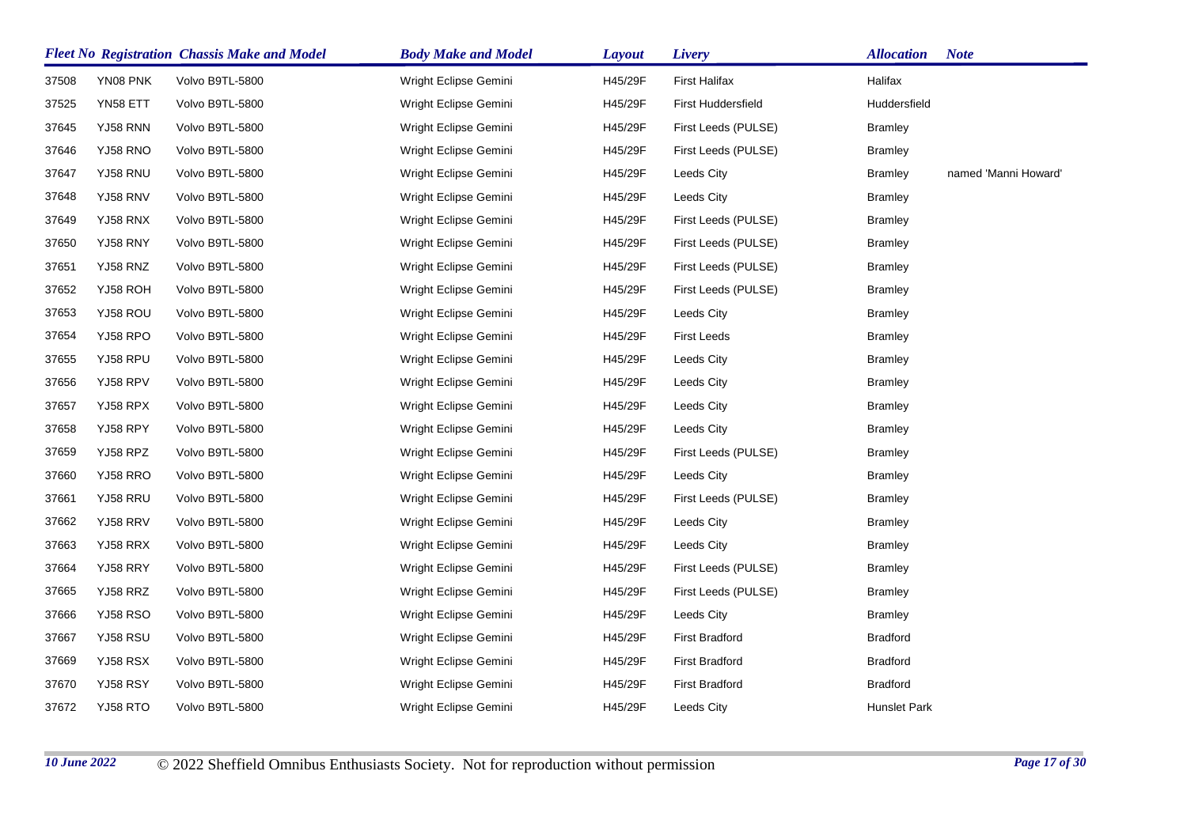| Fleet No | Registration | Chassis Make and Model | Body Make and Model | Layout | Livery | Allocation | Note |
|---|---|---|---|---|---|---|---|
| 37508 | YN08 PNK | Volvo B9TL-5800 | Wright Eclipse Gemini | H45/29F | First Halifax | Halifax | |
| 37525 | YN58 ETT | Volvo B9TL-5800 | Wright Eclipse Gemini | H45/29F | First Huddersfield | Huddersfield | |
| 37645 | YJ58 RNN | Volvo B9TL-5800 | Wright Eclipse Gemini | H45/29F | First Leeds (PULSE) | Bramley | |
| 37646 | YJ58 RNO | Volvo B9TL-5800 | Wright Eclipse Gemini | H45/29F | First Leeds (PULSE) | Bramley | |
| 37647 | YJ58 RNU | Volvo B9TL-5800 | Wright Eclipse Gemini | H45/29F | Leeds City | Bramley | named 'Manni Howard' |
| 37648 | YJ58 RNV | Volvo B9TL-5800 | Wright Eclipse Gemini | H45/29F | Leeds City | Bramley | |
| 37649 | YJ58 RNX | Volvo B9TL-5800 | Wright Eclipse Gemini | H45/29F | First Leeds (PULSE) | Bramley | |
| 37650 | YJ58 RNY | Volvo B9TL-5800 | Wright Eclipse Gemini | H45/29F | First Leeds (PULSE) | Bramley | |
| 37651 | YJ58 RNZ | Volvo B9TL-5800 | Wright Eclipse Gemini | H45/29F | First Leeds (PULSE) | Bramley | |
| 37652 | YJ58 ROH | Volvo B9TL-5800 | Wright Eclipse Gemini | H45/29F | First Leeds (PULSE) | Bramley | |
| 37653 | YJ58 ROU | Volvo B9TL-5800 | Wright Eclipse Gemini | H45/29F | Leeds City | Bramley | |
| 37654 | YJ58 RPO | Volvo B9TL-5800 | Wright Eclipse Gemini | H45/29F | First Leeds | Bramley | |
| 37655 | YJ58 RPU | Volvo B9TL-5800 | Wright Eclipse Gemini | H45/29F | Leeds City | Bramley | |
| 37656 | YJ58 RPV | Volvo B9TL-5800 | Wright Eclipse Gemini | H45/29F | Leeds City | Bramley | |
| 37657 | YJ58 RPX | Volvo B9TL-5800 | Wright Eclipse Gemini | H45/29F | Leeds City | Bramley | |
| 37658 | YJ58 RPY | Volvo B9TL-5800 | Wright Eclipse Gemini | H45/29F | Leeds City | Bramley | |
| 37659 | YJ58 RPZ | Volvo B9TL-5800 | Wright Eclipse Gemini | H45/29F | First Leeds (PULSE) | Bramley | |
| 37660 | YJ58 RRO | Volvo B9TL-5800 | Wright Eclipse Gemini | H45/29F | Leeds City | Bramley | |
| 37661 | YJ58 RRU | Volvo B9TL-5800 | Wright Eclipse Gemini | H45/29F | First Leeds (PULSE) | Bramley | |
| 37662 | YJ58 RRV | Volvo B9TL-5800 | Wright Eclipse Gemini | H45/29F | Leeds City | Bramley | |
| 37663 | YJ58 RRX | Volvo B9TL-5800 | Wright Eclipse Gemini | H45/29F | Leeds City | Bramley | |
| 37664 | YJ58 RRY | Volvo B9TL-5800 | Wright Eclipse Gemini | H45/29F | First Leeds (PULSE) | Bramley | |
| 37665 | YJ58 RRZ | Volvo B9TL-5800 | Wright Eclipse Gemini | H45/29F | First Leeds (PULSE) | Bramley | |
| 37666 | YJ58 RSO | Volvo B9TL-5800 | Wright Eclipse Gemini | H45/29F | Leeds City | Bramley | |
| 37667 | YJ58 RSU | Volvo B9TL-5800 | Wright Eclipse Gemini | H45/29F | First Bradford | Bradford | |
| 37669 | YJ58 RSX | Volvo B9TL-5800 | Wright Eclipse Gemini | H45/29F | First Bradford | Bradford | |
| 37670 | YJ58 RSY | Volvo B9TL-5800 | Wright Eclipse Gemini | H45/29F | First Bradford | Bradford | |
| 37672 | YJ58 RTO | Volvo B9TL-5800 | Wright Eclipse Gemini | H45/29F | Leeds City | Hunslet Park | |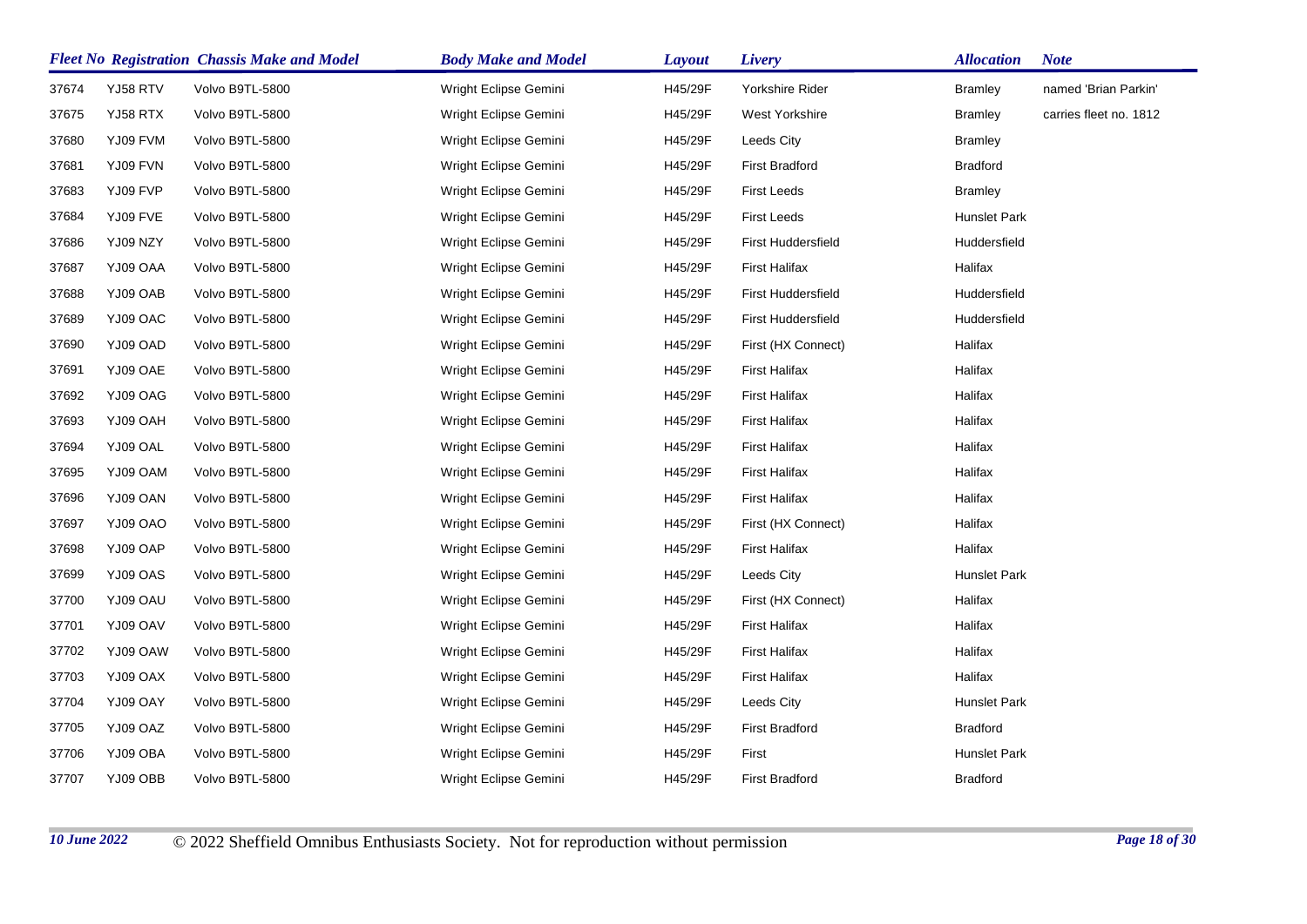| Fleet No | Registration | Chassis Make and Model | Body Make and Model | Layout | Livery | Allocation | Note |
|---|---|---|---|---|---|---|---|
| 37674 | YJ58 RTV | Volvo B9TL-5800 | Wright Eclipse Gemini | H45/29F | Yorkshire Rider | Bramley | named 'Brian Parkin' |
| 37675 | YJ58 RTX | Volvo B9TL-5800 | Wright Eclipse Gemini | H45/29F | West Yorkshire | Bramley | carries fleet no. 1812 |
| 37680 | YJ09 FVM | Volvo B9TL-5800 | Wright Eclipse Gemini | H45/29F | Leeds City | Bramley | |
| 37681 | YJ09 FVN | Volvo B9TL-5800 | Wright Eclipse Gemini | H45/29F | First Bradford | Bradford | |
| 37683 | YJ09 FVP | Volvo B9TL-5800 | Wright Eclipse Gemini | H45/29F | First Leeds | Bramley | |
| 37684 | YJ09 FVE | Volvo B9TL-5800 | Wright Eclipse Gemini | H45/29F | First Leeds | Hunslet Park | |
| 37686 | YJ09 NZY | Volvo B9TL-5800 | Wright Eclipse Gemini | H45/29F | First Huddersfield | Huddersfield | |
| 37687 | YJ09 OAA | Volvo B9TL-5800 | Wright Eclipse Gemini | H45/29F | First Halifax | Halifax | |
| 37688 | YJ09 OAB | Volvo B9TL-5800 | Wright Eclipse Gemini | H45/29F | First Huddersfield | Huddersfield | |
| 37689 | YJ09 OAC | Volvo B9TL-5800 | Wright Eclipse Gemini | H45/29F | First Huddersfield | Huddersfield | |
| 37690 | YJ09 OAD | Volvo B9TL-5800 | Wright Eclipse Gemini | H45/29F | First (HX Connect) | Halifax | |
| 37691 | YJ09 OAE | Volvo B9TL-5800 | Wright Eclipse Gemini | H45/29F | First Halifax | Halifax | |
| 37692 | YJ09 OAG | Volvo B9TL-5800 | Wright Eclipse Gemini | H45/29F | First Halifax | Halifax | |
| 37693 | YJ09 OAH | Volvo B9TL-5800 | Wright Eclipse Gemini | H45/29F | First Halifax | Halifax | |
| 37694 | YJ09 OAL | Volvo B9TL-5800 | Wright Eclipse Gemini | H45/29F | First Halifax | Halifax | |
| 37695 | YJ09 OAM | Volvo B9TL-5800 | Wright Eclipse Gemini | H45/29F | First Halifax | Halifax | |
| 37696 | YJ09 OAN | Volvo B9TL-5800 | Wright Eclipse Gemini | H45/29F | First Halifax | Halifax | |
| 37697 | YJ09 OAO | Volvo B9TL-5800 | Wright Eclipse Gemini | H45/29F | First (HX Connect) | Halifax | |
| 37698 | YJ09 OAP | Volvo B9TL-5800 | Wright Eclipse Gemini | H45/29F | First Halifax | Halifax | |
| 37699 | YJ09 OAS | Volvo B9TL-5800 | Wright Eclipse Gemini | H45/29F | Leeds City | Hunslet Park | |
| 37700 | YJ09 OAU | Volvo B9TL-5800 | Wright Eclipse Gemini | H45/29F | First (HX Connect) | Halifax | |
| 37701 | YJ09 OAV | Volvo B9TL-5800 | Wright Eclipse Gemini | H45/29F | First Halifax | Halifax | |
| 37702 | YJ09 OAW | Volvo B9TL-5800 | Wright Eclipse Gemini | H45/29F | First Halifax | Halifax | |
| 37703 | YJ09 OAX | Volvo B9TL-5800 | Wright Eclipse Gemini | H45/29F | First Halifax | Halifax | |
| 37704 | YJ09 OAY | Volvo B9TL-5800 | Wright Eclipse Gemini | H45/29F | Leeds City | Hunslet Park | |
| 37705 | YJ09 OAZ | Volvo B9TL-5800 | Wright Eclipse Gemini | H45/29F | First Bradford | Bradford | |
| 37706 | YJ09 OBA | Volvo B9TL-5800 | Wright Eclipse Gemini | H45/29F | First | Hunslet Park | |
| 37707 | YJ09 OBB | Volvo B9TL-5800 | Wright Eclipse Gemini | H45/29F | First Bradford | Bradford | |

*10 June 2022* © 2022 Sheffield Omnibus Enthusiasts Society. Not for reproduction without permission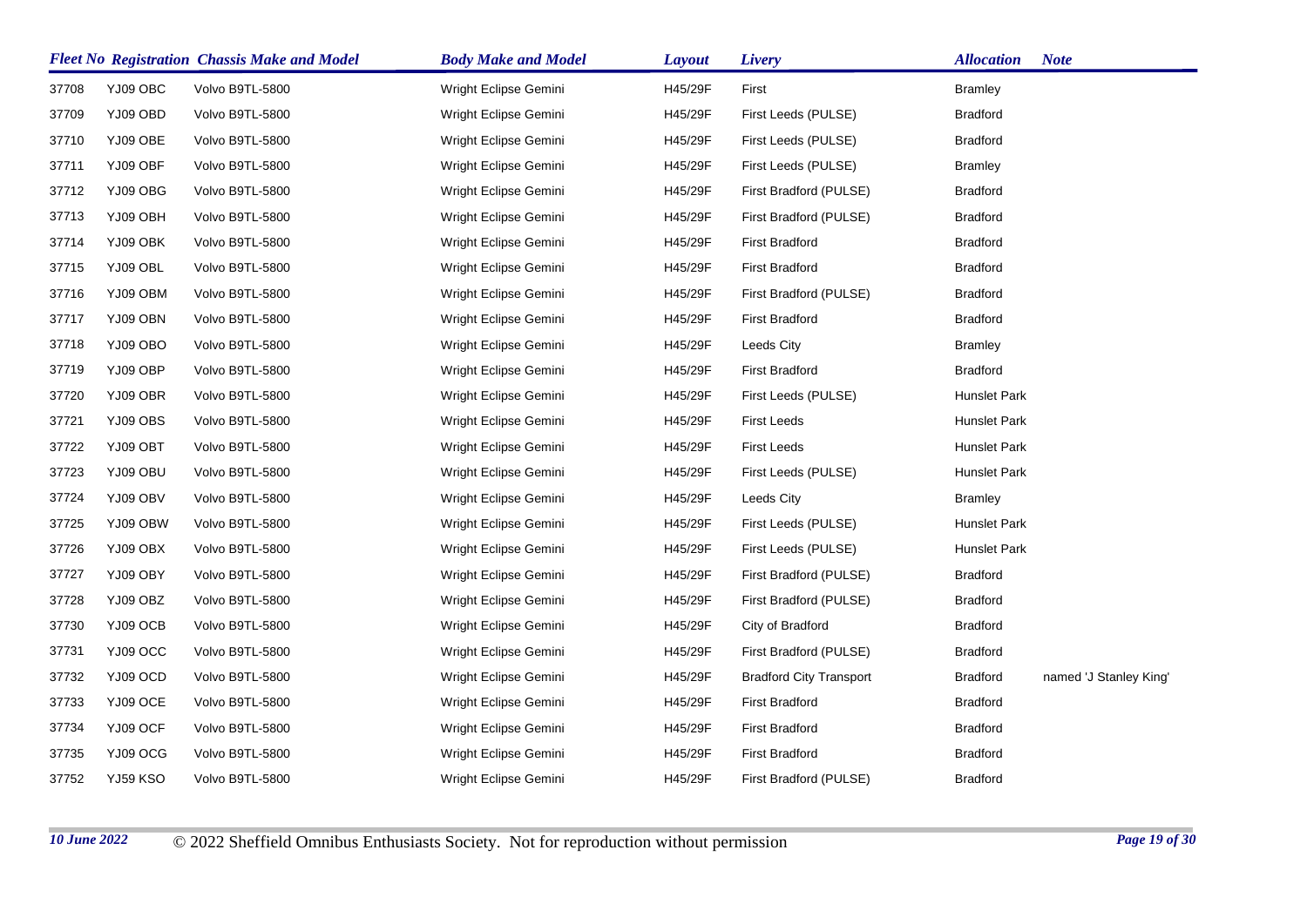| Fleet No | Registration | Chassis Make and Model | Body Make and Model | Layout | Livery | Allocation | Note |
|---|---|---|---|---|---|---|---|
| 37708 | YJ09 OBC | Volvo B9TL-5800 | Wright Eclipse Gemini | H45/29F | First | Bramley | |
| 37709 | YJ09 OBD | Volvo B9TL-5800 | Wright Eclipse Gemini | H45/29F | First Leeds (PULSE) | Bradford | |
| 37710 | YJ09 OBE | Volvo B9TL-5800 | Wright Eclipse Gemini | H45/29F | First Leeds (PULSE) | Bradford | |
| 37711 | YJ09 OBF | Volvo B9TL-5800 | Wright Eclipse Gemini | H45/29F | First Leeds (PULSE) | Bramley | |
| 37712 | YJ09 OBG | Volvo B9TL-5800 | Wright Eclipse Gemini | H45/29F | First Bradford (PULSE) | Bradford | |
| 37713 | YJ09 OBH | Volvo B9TL-5800 | Wright Eclipse Gemini | H45/29F | First Bradford (PULSE) | Bradford | |
| 37714 | YJ09 OBK | Volvo B9TL-5800 | Wright Eclipse Gemini | H45/29F | First Bradford | Bradford | |
| 37715 | YJ09 OBL | Volvo B9TL-5800 | Wright Eclipse Gemini | H45/29F | First Bradford | Bradford | |
| 37716 | YJ09 OBM | Volvo B9TL-5800 | Wright Eclipse Gemini | H45/29F | First Bradford (PULSE) | Bradford | |
| 37717 | YJ09 OBN | Volvo B9TL-5800 | Wright Eclipse Gemini | H45/29F | First Bradford | Bradford | |
| 37718 | YJ09 OBO | Volvo B9TL-5800 | Wright Eclipse Gemini | H45/29F | Leeds City | Bramley | |
| 37719 | YJ09 OBP | Volvo B9TL-5800 | Wright Eclipse Gemini | H45/29F | First Bradford | Bradford | |
| 37720 | YJ09 OBR | Volvo B9TL-5800 | Wright Eclipse Gemini | H45/29F | First Leeds (PULSE) | Hunslet Park | |
| 37721 | YJ09 OBS | Volvo B9TL-5800 | Wright Eclipse Gemini | H45/29F | First Leeds | Hunslet Park | |
| 37722 | YJ09 OBT | Volvo B9TL-5800 | Wright Eclipse Gemini | H45/29F | First Leeds | Hunslet Park | |
| 37723 | YJ09 OBU | Volvo B9TL-5800 | Wright Eclipse Gemini | H45/29F | First Leeds (PULSE) | Hunslet Park | |
| 37724 | YJ09 OBV | Volvo B9TL-5800 | Wright Eclipse Gemini | H45/29F | Leeds City | Bramley | |
| 37725 | YJ09 OBW | Volvo B9TL-5800 | Wright Eclipse Gemini | H45/29F | First Leeds (PULSE) | Hunslet Park | |
| 37726 | YJ09 OBX | Volvo B9TL-5800 | Wright Eclipse Gemini | H45/29F | First Leeds (PULSE) | Hunslet Park | |
| 37727 | YJ09 OBY | Volvo B9TL-5800 | Wright Eclipse Gemini | H45/29F | First Bradford (PULSE) | Bradford | |
| 37728 | YJ09 OBZ | Volvo B9TL-5800 | Wright Eclipse Gemini | H45/29F | First Bradford (PULSE) | Bradford | |
| 37730 | YJ09 OCB | Volvo B9TL-5800 | Wright Eclipse Gemini | H45/29F | City of Bradford | Bradford | |
| 37731 | YJ09 OCC | Volvo B9TL-5800 | Wright Eclipse Gemini | H45/29F | First Bradford (PULSE) | Bradford | |
| 37732 | YJ09 OCD | Volvo B9TL-5800 | Wright Eclipse Gemini | H45/29F | Bradford City Transport | Bradford | named 'J Stanley King' |
| 37733 | YJ09 OCE | Volvo B9TL-5800 | Wright Eclipse Gemini | H45/29F | First Bradford | Bradford | |
| 37734 | YJ09 OCF | Volvo B9TL-5800 | Wright Eclipse Gemini | H45/29F | First Bradford | Bradford | |
| 37735 | YJ09 OCG | Volvo B9TL-5800 | Wright Eclipse Gemini | H45/29F | First Bradford | Bradford | |
| 37752 | YJ59 KSO | Volvo B9TL-5800 | Wright Eclipse Gemini | H45/29F | First Bradford (PULSE) | Bradford | |

*10 June 2022* © 2022 Sheffield Omnibus Enthusiasts Society. Not for reproduction without permission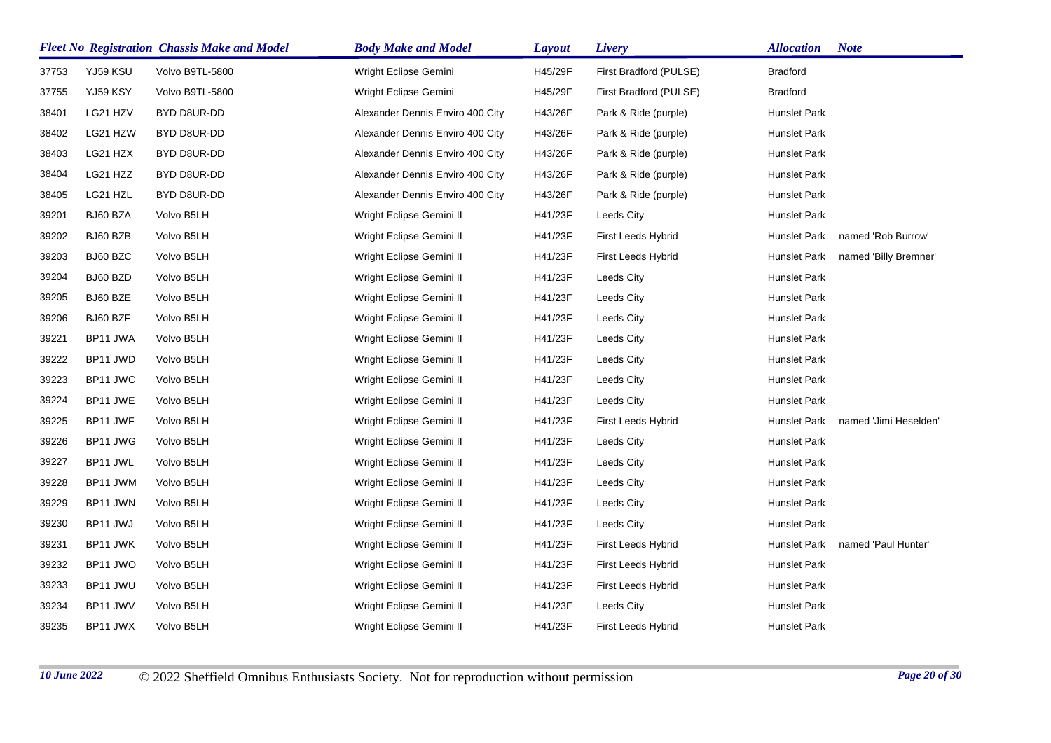| Fleet No | Registration | Chassis Make and Model | Body Make and Model | Layout | Livery | Allocation | Note |
|---|---|---|---|---|---|---|---|
| 37753 | YJ59 KSU | Volvo B9TL-5800 | Wright Eclipse Gemini | H45/29F | First Bradford (PULSE) | Bradford | |
| 37755 | YJ59 KSY | Volvo B9TL-5800 | Wright Eclipse Gemini | H45/29F | First Bradford (PULSE) | Bradford | |
| 38401 | LG21 HZV | BYD D8UR-DD | Alexander Dennis Enviro 400 City | H43/26F | Park & Ride (purple) | Hunslet Park | |
| 38402 | LG21 HZW | BYD D8UR-DD | Alexander Dennis Enviro 400 City | H43/26F | Park & Ride (purple) | Hunslet Park | |
| 38403 | LG21 HZX | BYD D8UR-DD | Alexander Dennis Enviro 400 City | H43/26F | Park & Ride (purple) | Hunslet Park | |
| 38404 | LG21 HZZ | BYD D8UR-DD | Alexander Dennis Enviro 400 City | H43/26F | Park & Ride (purple) | Hunslet Park | |
| 38405 | LG21 HZL | BYD D8UR-DD | Alexander Dennis Enviro 400 City | H43/26F | Park & Ride (purple) | Hunslet Park | |
| 39201 | BJ60 BZA | Volvo B5LH | Wright Eclipse Gemini II | H41/23F | Leeds City | Hunslet Park | |
| 39202 | BJ60 BZB | Volvo B5LH | Wright Eclipse Gemini II | H41/23F | First Leeds Hybrid | Hunslet Park | named 'Rob Burrow' |
| 39203 | BJ60 BZC | Volvo B5LH | Wright Eclipse Gemini II | H41/23F | First Leeds Hybrid | Hunslet Park | named 'Billy Bremner' |
| 39204 | BJ60 BZD | Volvo B5LH | Wright Eclipse Gemini II | H41/23F | Leeds City | Hunslet Park | |
| 39205 | BJ60 BZE | Volvo B5LH | Wright Eclipse Gemini II | H41/23F | Leeds City | Hunslet Park | |
| 39206 | BJ60 BZF | Volvo B5LH | Wright Eclipse Gemini II | H41/23F | Leeds City | Hunslet Park | |
| 39221 | BP11 JWA | Volvo B5LH | Wright Eclipse Gemini II | H41/23F | Leeds City | Hunslet Park | |
| 39222 | BP11 JWD | Volvo B5LH | Wright Eclipse Gemini II | H41/23F | Leeds City | Hunslet Park | |
| 39223 | BP11 JWC | Volvo B5LH | Wright Eclipse Gemini II | H41/23F | Leeds City | Hunslet Park | |
| 39224 | BP11 JWE | Volvo B5LH | Wright Eclipse Gemini II | H41/23F | Leeds City | Hunslet Park | |
| 39225 | BP11 JWF | Volvo B5LH | Wright Eclipse Gemini II | H41/23F | First Leeds Hybrid | Hunslet Park | named 'Jimi Heselden' |
| 39226 | BP11 JWG | Volvo B5LH | Wright Eclipse Gemini II | H41/23F | Leeds City | Hunslet Park | |
| 39227 | BP11 JWL | Volvo B5LH | Wright Eclipse Gemini II | H41/23F | Leeds City | Hunslet Park | |
| 39228 | BP11 JWM | Volvo B5LH | Wright Eclipse Gemini II | H41/23F | Leeds City | Hunslet Park | |
| 39229 | BP11 JWN | Volvo B5LH | Wright Eclipse Gemini II | H41/23F | Leeds City | Hunslet Park | |
| 39230 | BP11 JWJ | Volvo B5LH | Wright Eclipse Gemini II | H41/23F | Leeds City | Hunslet Park | |
| 39231 | BP11 JWK | Volvo B5LH | Wright Eclipse Gemini II | H41/23F | First Leeds Hybrid | Hunslet Park | named 'Paul Hunter' |
| 39232 | BP11 JWO | Volvo B5LH | Wright Eclipse Gemini II | H41/23F | First Leeds Hybrid | Hunslet Park | |
| 39233 | BP11 JWU | Volvo B5LH | Wright Eclipse Gemini II | H41/23F | First Leeds Hybrid | Hunslet Park | |
| 39234 | BP11 JWV | Volvo B5LH | Wright Eclipse Gemini II | H41/23F | Leeds City | Hunslet Park | |
| 39235 | BP11 JWX | Volvo B5LH | Wright Eclipse Gemini II | H41/23F | First Leeds Hybrid | Hunslet Park | |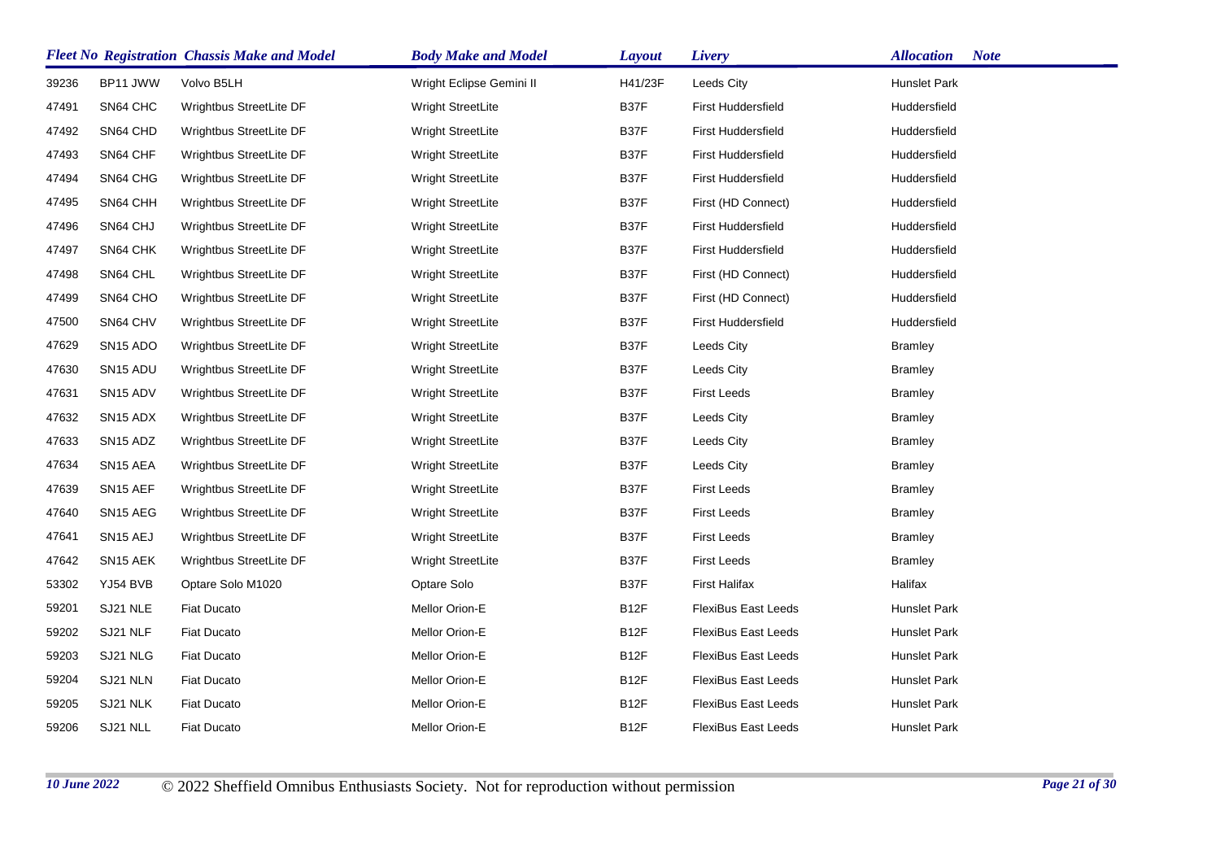| Fleet No | Registration | Chassis Make and Model | Body Make and Model | Layout | Livery | Allocation | Note |
|---|---|---|---|---|---|---|---|
| 39236 | BP11 JWW | Volvo B5LH | Wright Eclipse Gemini II | H41/23F | Leeds City | Hunslet Park | |
| 47491 | SN64 CHC | Wrightbus StreetLite DF | Wright StreetLite | B37F | First Huddersfield | Huddersfield | |
| 47492 | SN64 CHD | Wrightbus StreetLite DF | Wright StreetLite | B37F | First Huddersfield | Huddersfield | |
| 47493 | SN64 CHF | Wrightbus StreetLite DF | Wright StreetLite | B37F | First Huddersfield | Huddersfield | |
| 47494 | SN64 CHG | Wrightbus StreetLite DF | Wright StreetLite | B37F | First Huddersfield | Huddersfield | |
| 47495 | SN64 CHH | Wrightbus StreetLite DF | Wright StreetLite | B37F | First (HD Connect) | Huddersfield | |
| 47496 | SN64 CHJ | Wrightbus StreetLite DF | Wright StreetLite | B37F | First Huddersfield | Huddersfield | |
| 47497 | SN64 CHK | Wrightbus StreetLite DF | Wright StreetLite | B37F | First Huddersfield | Huddersfield | |
| 47498 | SN64 CHL | Wrightbus StreetLite DF | Wright StreetLite | B37F | First (HD Connect) | Huddersfield | |
| 47499 | SN64 CHO | Wrightbus StreetLite DF | Wright StreetLite | B37F | First (HD Connect) | Huddersfield | |
| 47500 | SN64 CHV | Wrightbus StreetLite DF | Wright StreetLite | B37F | First Huddersfield | Huddersfield | |
| 47629 | SN15 ADO | Wrightbus StreetLite DF | Wright StreetLite | B37F | Leeds City | Bramley | |
| 47630 | SN15 ADU | Wrightbus StreetLite DF | Wright StreetLite | B37F | Leeds City | Bramley | |
| 47631 | SN15 ADV | Wrightbus StreetLite DF | Wright StreetLite | B37F | First Leeds | Bramley | |
| 47632 | SN15 ADX | Wrightbus StreetLite DF | Wright StreetLite | B37F | Leeds City | Bramley | |
| 47633 | SN15 ADZ | Wrightbus StreetLite DF | Wright StreetLite | B37F | Leeds City | Bramley | |
| 47634 | SN15 AEA | Wrightbus StreetLite DF | Wright StreetLite | B37F | Leeds City | Bramley | |
| 47639 | SN15 AEF | Wrightbus StreetLite DF | Wright StreetLite | B37F | First Leeds | Bramley | |
| 47640 | SN15 AEG | Wrightbus StreetLite DF | Wright StreetLite | B37F | First Leeds | Bramley | |
| 47641 | SN15 AEJ | Wrightbus StreetLite DF | Wright StreetLite | B37F | First Leeds | Bramley | |
| 47642 | SN15 AEK | Wrightbus StreetLite DF | Wright StreetLite | B37F | First Leeds | Bramley | |
| 53302 | YJ54 BVB | Optare Solo M1020 | Optare Solo | B37F | First Halifax | Halifax | |
| 59201 | SJ21 NLE | Fiat Ducato | Mellor Orion-E | B12F | FlexiBus East Leeds | Hunslet Park | |
| 59202 | SJ21 NLF | Fiat Ducato | Mellor Orion-E | B12F | FlexiBus East Leeds | Hunslet Park | |
| 59203 | SJ21 NLG | Fiat Ducato | Mellor Orion-E | B12F | FlexiBus East Leeds | Hunslet Park | |
| 59204 | SJ21 NLN | Fiat Ducato | Mellor Orion-E | B12F | FlexiBus East Leeds | Hunslet Park | |
| 59205 | SJ21 NLK | Fiat Ducato | Mellor Orion-E | B12F | FlexiBus East Leeds | Hunslet Park | |
| 59206 | SJ21 NLL | Fiat Ducato | Mellor Orion-E | B12F | FlexiBus East Leeds | Hunslet Park | |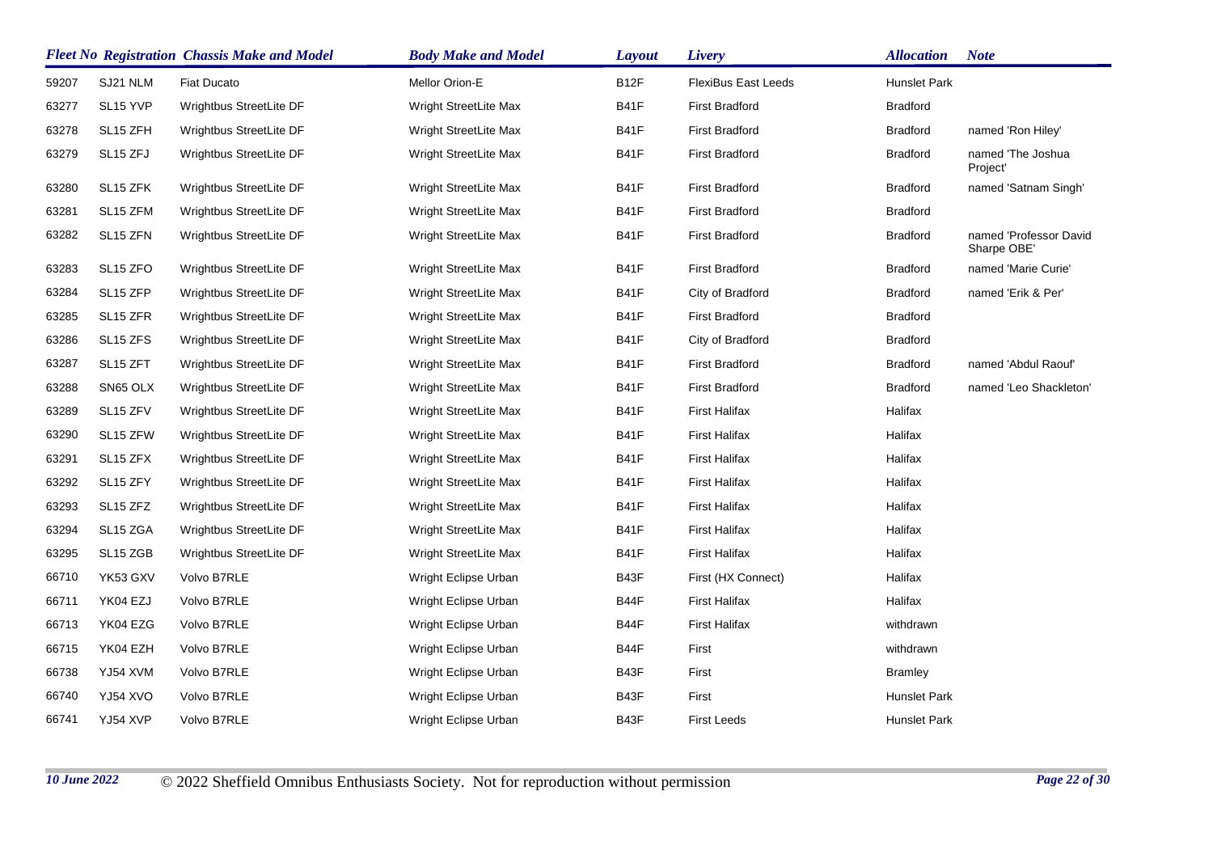| Fleet No | Registration | Chassis Make and Model | Body Make and Model | Layout | Livery | Allocation | Note |
|---|---|---|---|---|---|---|---|
| 59207 | SJ21 NLM | Fiat Ducato | Mellor Orion-E | B12F | FlexiBus East Leeds | Hunslet Park | |
| 63277 | SL15 YVP | Wrightbus StreetLite DF | Wright StreetLite Max | B41F | First Bradford | Bradford | |
| 63278 | SL15 ZFH | Wrightbus StreetLite DF | Wright StreetLite Max | B41F | First Bradford | Bradford | named 'Ron Hiley' |
| 63279 | SL15 ZFJ | Wrightbus StreetLite DF | Wright StreetLite Max | B41F | First Bradford | Bradford | named 'The Joshua Project' |
| 63280 | SL15 ZFK | Wrightbus StreetLite DF | Wright StreetLite Max | B41F | First Bradford | Bradford | named 'Satnam Singh' |
| 63281 | SL15 ZFM | Wrightbus StreetLite DF | Wright StreetLite Max | B41F | First Bradford | Bradford | |
| 63282 | SL15 ZFN | Wrightbus StreetLite DF | Wright StreetLite Max | B41F | First Bradford | Bradford | named 'Professor David Sharpe OBE' |
| 63283 | SL15 ZFO | Wrightbus StreetLite DF | Wright StreetLite Max | B41F | First Bradford | Bradford | named 'Marie Curie' |
| 63284 | SL15 ZFP | Wrightbus StreetLite DF | Wright StreetLite Max | B41F | City of Bradford | Bradford | named 'Erik & Per' |
| 63285 | SL15 ZFR | Wrightbus StreetLite DF | Wright StreetLite Max | B41F | First Bradford | Bradford | |
| 63286 | SL15 ZFS | Wrightbus StreetLite DF | Wright StreetLite Max | B41F | City of Bradford | Bradford | |
| 63287 | SL15 ZFT | Wrightbus StreetLite DF | Wright StreetLite Max | B41F | First Bradford | Bradford | named 'Abdul Raouf' |
| 63288 | SN65 OLX | Wrightbus StreetLite DF | Wright StreetLite Max | B41F | First Bradford | Bradford | named 'Leo Shackleton' |
| 63289 | SL15 ZFV | Wrightbus StreetLite DF | Wright StreetLite Max | B41F | First Halifax | Halifax | |
| 63290 | SL15 ZFW | Wrightbus StreetLite DF | Wright StreetLite Max | B41F | First Halifax | Halifax | |
| 63291 | SL15 ZFX | Wrightbus StreetLite DF | Wright StreetLite Max | B41F | First Halifax | Halifax | |
| 63292 | SL15 ZFY | Wrightbus StreetLite DF | Wright StreetLite Max | B41F | First Halifax | Halifax | |
| 63293 | SL15 ZFZ | Wrightbus StreetLite DF | Wright StreetLite Max | B41F | First Halifax | Halifax | |
| 63294 | SL15 ZGA | Wrightbus StreetLite DF | Wright StreetLite Max | B41F | First Halifax | Halifax | |
| 63295 | SL15 ZGB | Wrightbus StreetLite DF | Wright StreetLite Max | B41F | First Halifax | Halifax | |
| 66710 | YK53 GXV | Volvo B7RLE | Wright Eclipse Urban | B43F | First (HX Connect) | Halifax | |
| 66711 | YK04 EZJ | Volvo B7RLE | Wright Eclipse Urban | B44F | First Halifax | Halifax | |
| 66713 | YK04 EZG | Volvo B7RLE | Wright Eclipse Urban | B44F | First Halifax | withdrawn | |
| 66715 | YK04 EZH | Volvo B7RLE | Wright Eclipse Urban | B44F | First | withdrawn | |
| 66738 | YJ54 XVM | Volvo B7RLE | Wright Eclipse Urban | B43F | First | Bramley | |
| 66740 | YJ54 XVO | Volvo B7RLE | Wright Eclipse Urban | B43F | First | Hunslet Park | |
| 66741 | YJ54 XVP | Volvo B7RLE | Wright Eclipse Urban | B43F | First Leeds | Hunslet Park | |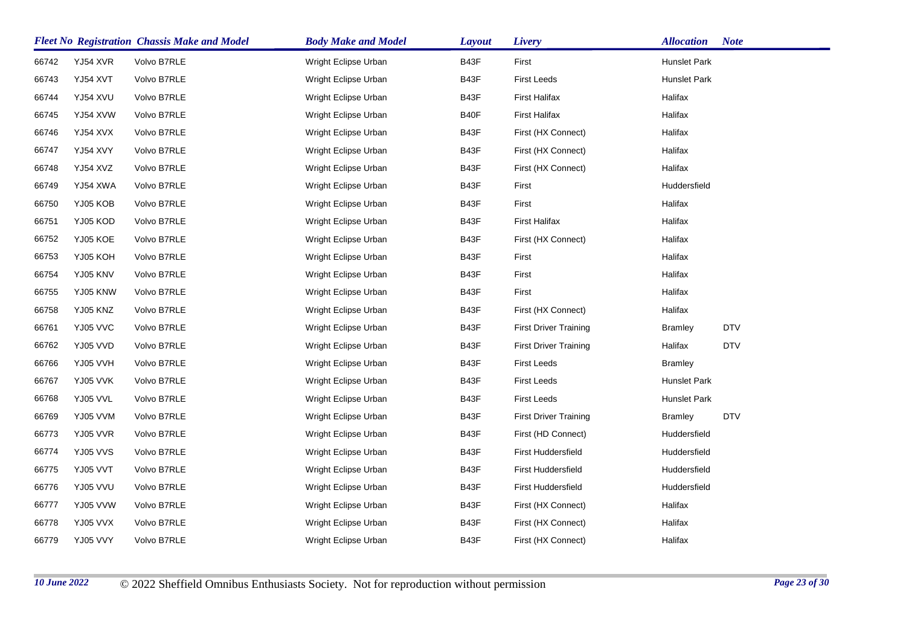| Fleet No | Registration | Chassis Make and Model | Body Make and Model | Layout | Livery | Allocation | Note |
|---|---|---|---|---|---|---|---|
| 66742 | YJ54 XVR | Volvo B7RLE | Wright Eclipse Urban | B43F | First | Hunslet Park | |
| 66743 | YJ54 XVT | Volvo B7RLE | Wright Eclipse Urban | B43F | First Leeds | Hunslet Park | |
| 66744 | YJ54 XVU | Volvo B7RLE | Wright Eclipse Urban | B43F | First Halifax | Halifax | |
| 66745 | YJ54 XVW | Volvo B7RLE | Wright Eclipse Urban | B40F | First Halifax | Halifax | |
| 66746 | YJ54 XVX | Volvo B7RLE | Wright Eclipse Urban | B43F | First (HX Connect) | Halifax | |
| 66747 | YJ54 XVY | Volvo B7RLE | Wright Eclipse Urban | B43F | First (HX Connect) | Halifax | |
| 66748 | YJ54 XVZ | Volvo B7RLE | Wright Eclipse Urban | B43F | First (HX Connect) | Halifax | |
| 66749 | YJ54 XWA | Volvo B7RLE | Wright Eclipse Urban | B43F | First | Huddersfield | |
| 66750 | YJ05 KOB | Volvo B7RLE | Wright Eclipse Urban | B43F | First | Halifax | |
| 66751 | YJ05 KOD | Volvo B7RLE | Wright Eclipse Urban | B43F | First Halifax | Halifax | |
| 66752 | YJ05 KOE | Volvo B7RLE | Wright Eclipse Urban | B43F | First (HX Connect) | Halifax | |
| 66753 | YJ05 KOH | Volvo B7RLE | Wright Eclipse Urban | B43F | First | Halifax | |
| 66754 | YJ05 KNV | Volvo B7RLE | Wright Eclipse Urban | B43F | First | Halifax | |
| 66755 | YJ05 KNW | Volvo B7RLE | Wright Eclipse Urban | B43F | First | Halifax | |
| 66758 | YJ05 KNZ | Volvo B7RLE | Wright Eclipse Urban | B43F | First (HX Connect) | Halifax | |
| 66761 | YJ05 VVC | Volvo B7RLE | Wright Eclipse Urban | B43F | First Driver Training | Bramley | DTV |
| 66762 | YJ05 VVD | Volvo B7RLE | Wright Eclipse Urban | B43F | First Driver Training | Halifax | DTV |
| 66766 | YJ05 VVH | Volvo B7RLE | Wright Eclipse Urban | B43F | First Leeds | Bramley | |
| 66767 | YJ05 VVK | Volvo B7RLE | Wright Eclipse Urban | B43F | First Leeds | Hunslet Park | |
| 66768 | YJ05 VVL | Volvo B7RLE | Wright Eclipse Urban | B43F | First Leeds | Hunslet Park | |
| 66769 | YJ05 VVM | Volvo B7RLE | Wright Eclipse Urban | B43F | First Driver Training | Bramley | DTV |
| 66773 | YJ05 VVR | Volvo B7RLE | Wright Eclipse Urban | B43F | First (HD Connect) | Huddersfield | |
| 66774 | YJ05 VVS | Volvo B7RLE | Wright Eclipse Urban | B43F | First Huddersfield | Huddersfield | |
| 66775 | YJ05 VVT | Volvo B7RLE | Wright Eclipse Urban | B43F | First Huddersfield | Huddersfield | |
| 66776 | YJ05 VVU | Volvo B7RLE | Wright Eclipse Urban | B43F | First Huddersfield | Huddersfield | |
| 66777 | YJ05 VVW | Volvo B7RLE | Wright Eclipse Urban | B43F | First (HX Connect) | Halifax | |
| 66778 | YJ05 VVX | Volvo B7RLE | Wright Eclipse Urban | B43F | First (HX Connect) | Halifax | |
| 66779 | YJ05 VVY | Volvo B7RLE | Wright Eclipse Urban | B43F | First (HX Connect) | Halifax | |

*10 June 2022* © 2022 Sheffield Omnibus Enthusiasts Society. Not for reproduction without permission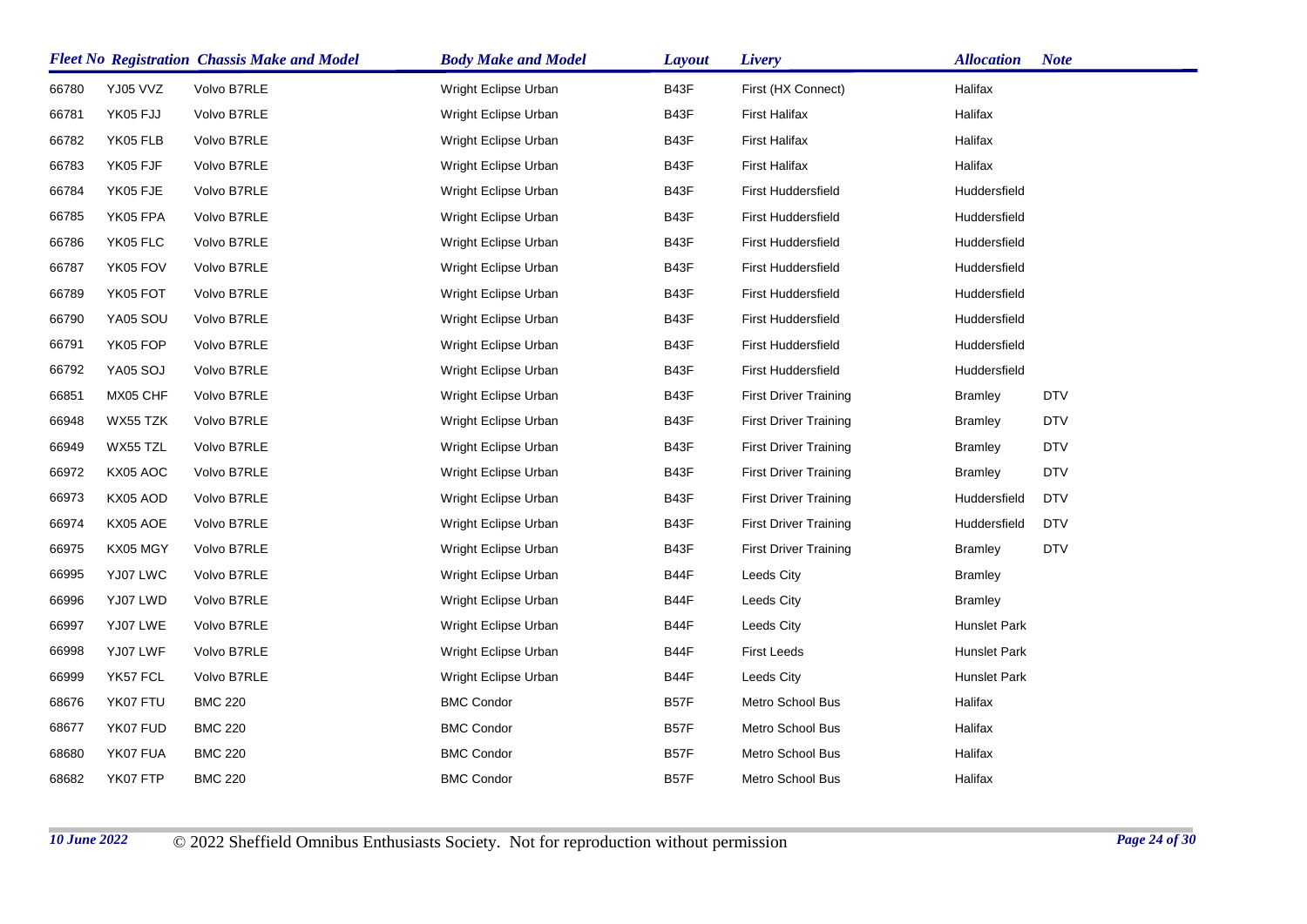| Fleet No | Registration | Chassis Make and Model | Body Make and Model | Layout | Livery | Allocation | Note |
|---|---|---|---|---|---|---|---|
| 66780 | YJ05 VVZ | Volvo B7RLE | Wright Eclipse Urban | B43F | First (HX Connect) | Halifax | |
| 66781 | YK05 FJJ | Volvo B7RLE | Wright Eclipse Urban | B43F | First Halifax | Halifax | |
| 66782 | YK05 FLB | Volvo B7RLE | Wright Eclipse Urban | B43F | First Halifax | Halifax | |
| 66783 | YK05 FJF | Volvo B7RLE | Wright Eclipse Urban | B43F | First Halifax | Halifax | |
| 66784 | YK05 FJE | Volvo B7RLE | Wright Eclipse Urban | B43F | First Huddersfield | Huddersfield | |
| 66785 | YK05 FPA | Volvo B7RLE | Wright Eclipse Urban | B43F | First Huddersfield | Huddersfield | |
| 66786 | YK05 FLC | Volvo B7RLE | Wright Eclipse Urban | B43F | First Huddersfield | Huddersfield | |
| 66787 | YK05 FOV | Volvo B7RLE | Wright Eclipse Urban | B43F | First Huddersfield | Huddersfield | |
| 66789 | YK05 FOT | Volvo B7RLE | Wright Eclipse Urban | B43F | First Huddersfield | Huddersfield | |
| 66790 | YA05 SOU | Volvo B7RLE | Wright Eclipse Urban | B43F | First Huddersfield | Huddersfield | |
| 66791 | YK05 FOP | Volvo B7RLE | Wright Eclipse Urban | B43F | First Huddersfield | Huddersfield | |
| 66792 | YA05 SOJ | Volvo B7RLE | Wright Eclipse Urban | B43F | First Huddersfield | Huddersfield | |
| 66851 | MX05 CHF | Volvo B7RLE | Wright Eclipse Urban | B43F | First Driver Training | Bramley | DTV |
| 66948 | WX55 TZK | Volvo B7RLE | Wright Eclipse Urban | B43F | First Driver Training | Bramley | DTV |
| 66949 | WX55 TZL | Volvo B7RLE | Wright Eclipse Urban | B43F | First Driver Training | Bramley | DTV |
| 66972 | KX05 AOC | Volvo B7RLE | Wright Eclipse Urban | B43F | First Driver Training | Bramley | DTV |
| 66973 | KX05 AOD | Volvo B7RLE | Wright Eclipse Urban | B43F | First Driver Training | Huddersfield | DTV |
| 66974 | KX05 AOE | Volvo B7RLE | Wright Eclipse Urban | B43F | First Driver Training | Huddersfield | DTV |
| 66975 | KX05 MGY | Volvo B7RLE | Wright Eclipse Urban | B43F | First Driver Training | Bramley | DTV |
| 66995 | YJ07 LWC | Volvo B7RLE | Wright Eclipse Urban | B44F | Leeds City | Bramley | |
| 66996 | YJ07 LWD | Volvo B7RLE | Wright Eclipse Urban | B44F | Leeds City | Bramley | |
| 66997 | YJ07 LWE | Volvo B7RLE | Wright Eclipse Urban | B44F | Leeds City | Hunslet Park | |
| 66998 | YJ07 LWF | Volvo B7RLE | Wright Eclipse Urban | B44F | First Leeds | Hunslet Park | |
| 66999 | YK57 FCL | Volvo B7RLE | Wright Eclipse Urban | B44F | Leeds City | Hunslet Park | |
| 68676 | YK07 FTU | BMC 220 | BMC Condor | B57F | Metro School Bus | Halifax | |
| 68677 | YK07 FUD | BMC 220 | BMC Condor | B57F | Metro School Bus | Halifax | |
| 68680 | YK07 FUA | BMC 220 | BMC Condor | B57F | Metro School Bus | Halifax | |
| 68682 | YK07 FTP | BMC 220 | BMC Condor | B57F | Metro School Bus | Halifax | |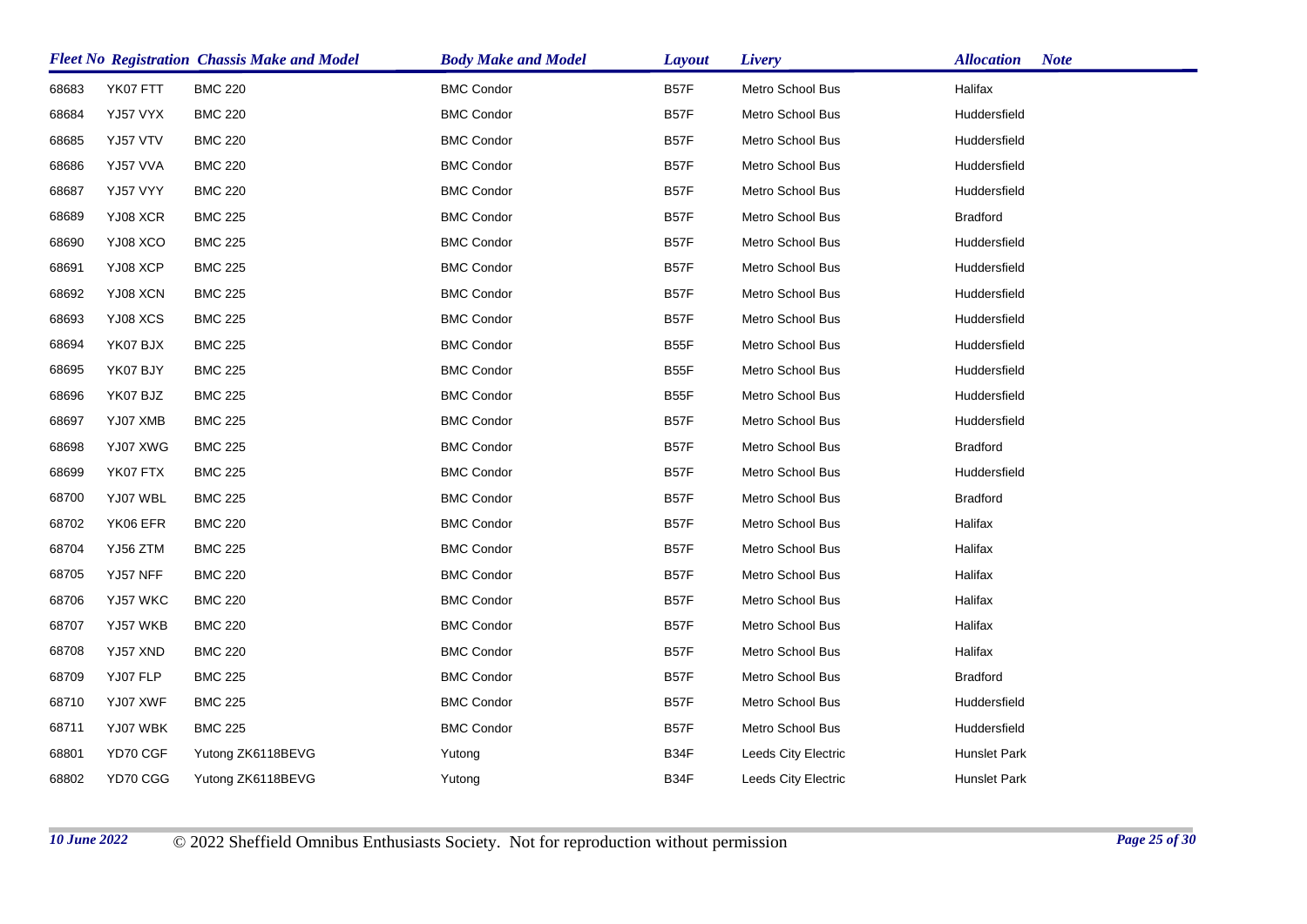| Fleet No | Registration | Chassis Make and Model | Body Make and Model | Layout | Livery | Allocation | Note |
|---|---|---|---|---|---|---|---|
| 68683 | YK07 FTT | BMC 220 | BMC Condor | B57F | Metro School Bus | Halifax | |
| 68684 | YJ57 VYX | BMC 220 | BMC Condor | B57F | Metro School Bus | Huddersfield | |
| 68685 | YJ57 VTV | BMC 220 | BMC Condor | B57F | Metro School Bus | Huddersfield | |
| 68686 | YJ57 VVA | BMC 220 | BMC Condor | B57F | Metro School Bus | Huddersfield | |
| 68687 | YJ57 VYY | BMC 220 | BMC Condor | B57F | Metro School Bus | Huddersfield | |
| 68689 | YJ08 XCR | BMC 225 | BMC Condor | B57F | Metro School Bus | Bradford | |
| 68690 | YJ08 XCO | BMC 225 | BMC Condor | B57F | Metro School Bus | Huddersfield | |
| 68691 | YJ08 XCP | BMC 225 | BMC Condor | B57F | Metro School Bus | Huddersfield | |
| 68692 | YJ08 XCN | BMC 225 | BMC Condor | B57F | Metro School Bus | Huddersfield | |
| 68693 | YJ08 XCS | BMC 225 | BMC Condor | B57F | Metro School Bus | Huddersfield | |
| 68694 | YK07 BJX | BMC 225 | BMC Condor | B55F | Metro School Bus | Huddersfield | |
| 68695 | YK07 BJY | BMC 225 | BMC Condor | B55F | Metro School Bus | Huddersfield | |
| 68696 | YK07 BJZ | BMC 225 | BMC Condor | B55F | Metro School Bus | Huddersfield | |
| 68697 | YJ07 XMB | BMC 225 | BMC Condor | B57F | Metro School Bus | Huddersfield | |
| 68698 | YJ07 XWG | BMC 225 | BMC Condor | B57F | Metro School Bus | Bradford | |
| 68699 | YK07 FTX | BMC 225 | BMC Condor | B57F | Metro School Bus | Huddersfield | |
| 68700 | YJ07 WBL | BMC 225 | BMC Condor | B57F | Metro School Bus | Bradford | |
| 68702 | YK06 EFR | BMC 220 | BMC Condor | B57F | Metro School Bus | Halifax | |
| 68704 | YJ56 ZTM | BMC 225 | BMC Condor | B57F | Metro School Bus | Halifax | |
| 68705 | YJ57 NFF | BMC 220 | BMC Condor | B57F | Metro School Bus | Halifax | |
| 68706 | YJ57 WKC | BMC 220 | BMC Condor | B57F | Metro School Bus | Halifax | |
| 68707 | YJ57 WKB | BMC 220 | BMC Condor | B57F | Metro School Bus | Halifax | |
| 68708 | YJ57 XND | BMC 220 | BMC Condor | B57F | Metro School Bus | Halifax | |
| 68709 | YJ07 FLP | BMC 225 | BMC Condor | B57F | Metro School Bus | Bradford | |
| 68710 | YJ07 XWF | BMC 225 | BMC Condor | B57F | Metro School Bus | Huddersfield | |
| 68711 | YJ07 WBK | BMC 225 | BMC Condor | B57F | Metro School Bus | Huddersfield | |
| 68801 | YD70 CGF | Yutong ZK6118BEVG | Yutong | B34F | Leeds City Electric | Hunslet Park | |
| 68802 | YD70 CGG | Yutong ZK6118BEVG | Yutong | B34F | Leeds City Electric | Hunslet Park | |

*10 June 2022* © 2022 Sheffield Omnibus Enthusiasts Society. Not for reproduction without permission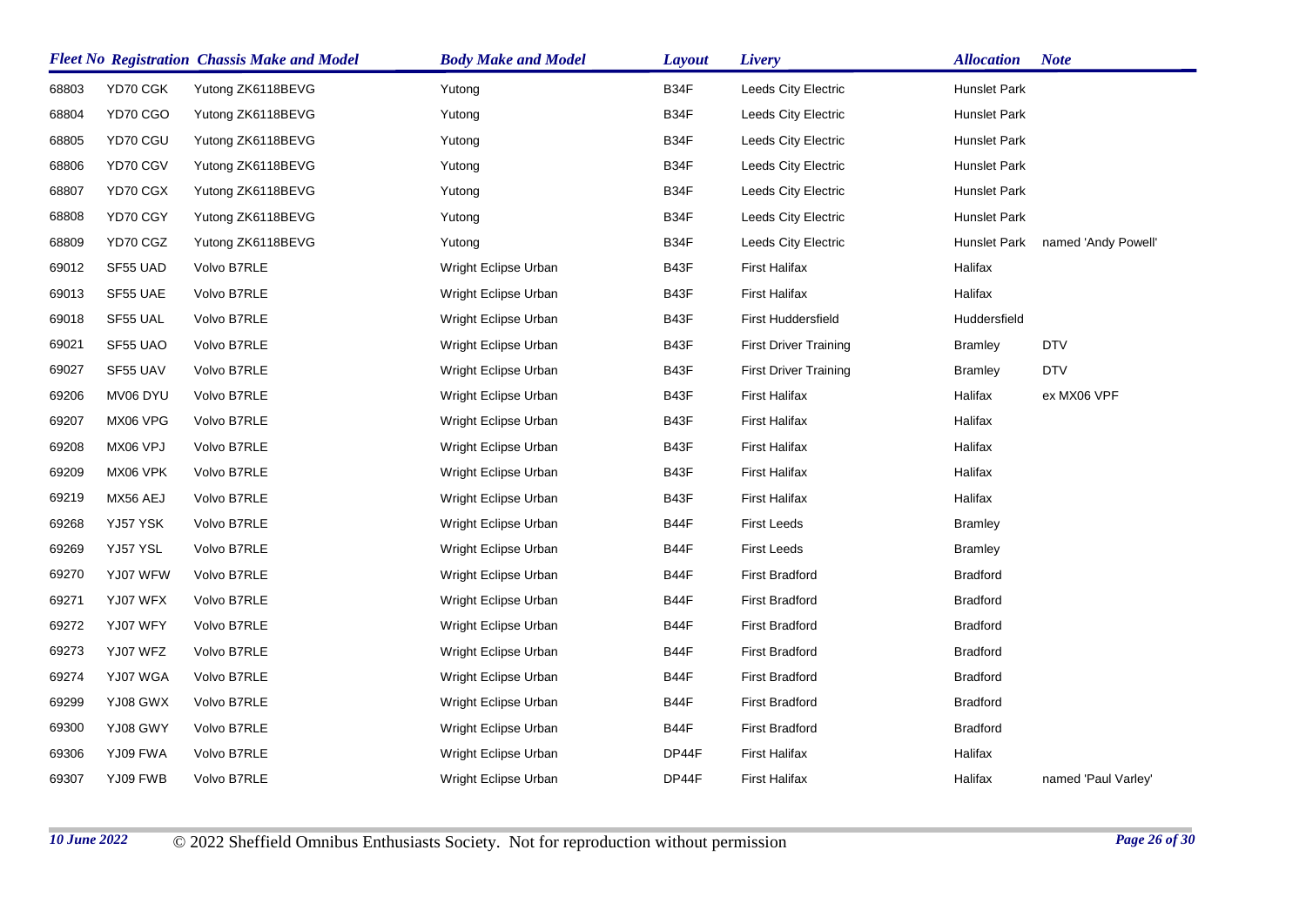| Fleet No | Registration | Chassis Make and Model | Body Make and Model | Layout | Livery | Allocation | Note |
|---|---|---|---|---|---|---|---|
| 68803 | YD70 CGK | Yutong ZK6118BEVG | Yutong | B34F | Leeds City Electric | Hunslet Park | |
| 68804 | YD70 CGO | Yutong ZK6118BEVG | Yutong | B34F | Leeds City Electric | Hunslet Park | |
| 68805 | YD70 CGU | Yutong ZK6118BEVG | Yutong | B34F | Leeds City Electric | Hunslet Park | |
| 68806 | YD70 CGV | Yutong ZK6118BEVG | Yutong | B34F | Leeds City Electric | Hunslet Park | |
| 68807 | YD70 CGX | Yutong ZK6118BEVG | Yutong | B34F | Leeds City Electric | Hunslet Park | |
| 68808 | YD70 CGY | Yutong ZK6118BEVG | Yutong | B34F | Leeds City Electric | Hunslet Park | |
| 68809 | YD70 CGZ | Yutong ZK6118BEVG | Yutong | B34F | Leeds City Electric | Hunslet Park | named 'Andy Powell' |
| 69012 | SF55 UAD | Volvo B7RLE | Wright Eclipse Urban | B43F | First Halifax | Halifax | |
| 69013 | SF55 UAE | Volvo B7RLE | Wright Eclipse Urban | B43F | First Halifax | Halifax | |
| 69018 | SF55 UAL | Volvo B7RLE | Wright Eclipse Urban | B43F | First Huddersfield | Huddersfield | |
| 69021 | SF55 UAO | Volvo B7RLE | Wright Eclipse Urban | B43F | First Driver Training | Bramley | DTV |
| 69027 | SF55 UAV | Volvo B7RLE | Wright Eclipse Urban | B43F | First Driver Training | Bramley | DTV |
| 69206 | MV06 DYU | Volvo B7RLE | Wright Eclipse Urban | B43F | First Halifax | Halifax | ex MX06 VPF |
| 69207 | MX06 VPG | Volvo B7RLE | Wright Eclipse Urban | B43F | First Halifax | Halifax | |
| 69208 | MX06 VPJ | Volvo B7RLE | Wright Eclipse Urban | B43F | First Halifax | Halifax | |
| 69209 | MX06 VPK | Volvo B7RLE | Wright Eclipse Urban | B43F | First Halifax | Halifax | |
| 69219 | MX56 AEJ | Volvo B7RLE | Wright Eclipse Urban | B43F | First Halifax | Halifax | |
| 69268 | YJ57 YSK | Volvo B7RLE | Wright Eclipse Urban | B44F | First Leeds | Bramley | |
| 69269 | YJ57 YSL | Volvo B7RLE | Wright Eclipse Urban | B44F | First Leeds | Bramley | |
| 69270 | YJ07 WFW | Volvo B7RLE | Wright Eclipse Urban | B44F | First Bradford | Bradford | |
| 69271 | YJ07 WFX | Volvo B7RLE | Wright Eclipse Urban | B44F | First Bradford | Bradford | |
| 69272 | YJ07 WFY | Volvo B7RLE | Wright Eclipse Urban | B44F | First Bradford | Bradford | |
| 69273 | YJ07 WFZ | Volvo B7RLE | Wright Eclipse Urban | B44F | First Bradford | Bradford | |
| 69274 | YJ07 WGA | Volvo B7RLE | Wright Eclipse Urban | B44F | First Bradford | Bradford | |
| 69299 | YJ08 GWX | Volvo B7RLE | Wright Eclipse Urban | B44F | First Bradford | Bradford | |
| 69300 | YJ08 GWY | Volvo B7RLE | Wright Eclipse Urban | B44F | First Bradford | Bradford | |
| 69306 | YJ09 FWA | Volvo B7RLE | Wright Eclipse Urban | DP44F | First Halifax | Halifax | |
| 69307 | YJ09 FWB | Volvo B7RLE | Wright Eclipse Urban | DP44F | First Halifax | Halifax | named 'Paul Varley' |

*10 June 2022* © 2022 Sheffield Omnibus Enthusiasts Society. Not for reproduction without permission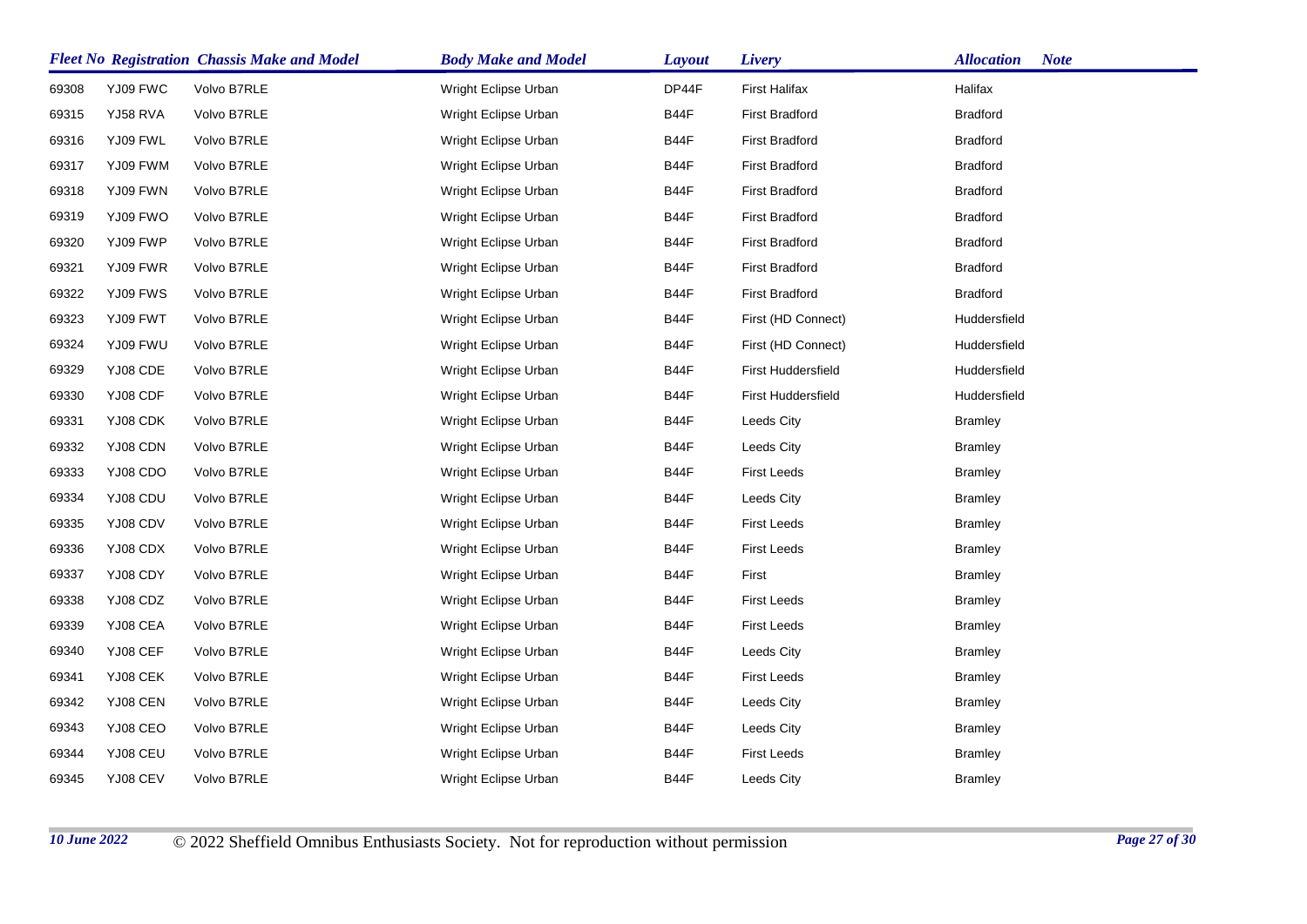| Fleet No | Registration | Chassis Make and Model | Body Make and Model | Layout | Livery | Allocation | Note |
|---|---|---|---|---|---|---|---|
| 69308 | YJ09 FWC | Volvo B7RLE | Wright Eclipse Urban | DP44F | First Halifax | Halifax | |
| 69315 | YJ58 RVA | Volvo B7RLE | Wright Eclipse Urban | B44F | First Bradford | Bradford | |
| 69316 | YJ09 FWL | Volvo B7RLE | Wright Eclipse Urban | B44F | First Bradford | Bradford | |
| 69317 | YJ09 FWM | Volvo B7RLE | Wright Eclipse Urban | B44F | First Bradford | Bradford | |
| 69318 | YJ09 FWN | Volvo B7RLE | Wright Eclipse Urban | B44F | First Bradford | Bradford | |
| 69319 | YJ09 FWO | Volvo B7RLE | Wright Eclipse Urban | B44F | First Bradford | Bradford | |
| 69320 | YJ09 FWP | Volvo B7RLE | Wright Eclipse Urban | B44F | First Bradford | Bradford | |
| 69321 | YJ09 FWR | Volvo B7RLE | Wright Eclipse Urban | B44F | First Bradford | Bradford | |
| 69322 | YJ09 FWS | Volvo B7RLE | Wright Eclipse Urban | B44F | First Bradford | Bradford | |
| 69323 | YJ09 FWT | Volvo B7RLE | Wright Eclipse Urban | B44F | First (HD Connect) | Huddersfield | |
| 69324 | YJ09 FWU | Volvo B7RLE | Wright Eclipse Urban | B44F | First (HD Connect) | Huddersfield | |
| 69329 | YJ08 CDE | Volvo B7RLE | Wright Eclipse Urban | B44F | First Huddersfield | Huddersfield | |
| 69330 | YJ08 CDF | Volvo B7RLE | Wright Eclipse Urban | B44F | First Huddersfield | Huddersfield | |
| 69331 | YJ08 CDK | Volvo B7RLE | Wright Eclipse Urban | B44F | Leeds City | Bramley | |
| 69332 | YJ08 CDN | Volvo B7RLE | Wright Eclipse Urban | B44F | Leeds City | Bramley | |
| 69333 | YJ08 CDO | Volvo B7RLE | Wright Eclipse Urban | B44F | First Leeds | Bramley | |
| 69334 | YJ08 CDU | Volvo B7RLE | Wright Eclipse Urban | B44F | Leeds City | Bramley | |
| 69335 | YJ08 CDV | Volvo B7RLE | Wright Eclipse Urban | B44F | First Leeds | Bramley | |
| 69336 | YJ08 CDX | Volvo B7RLE | Wright Eclipse Urban | B44F | First Leeds | Bramley | |
| 69337 | YJ08 CDY | Volvo B7RLE | Wright Eclipse Urban | B44F | First | Bramley | |
| 69338 | YJ08 CDZ | Volvo B7RLE | Wright Eclipse Urban | B44F | First Leeds | Bramley | |
| 69339 | YJ08 CEA | Volvo B7RLE | Wright Eclipse Urban | B44F | First Leeds | Bramley | |
| 69340 | YJ08 CEF | Volvo B7RLE | Wright Eclipse Urban | B44F | Leeds City | Bramley | |
| 69341 | YJ08 CEK | Volvo B7RLE | Wright Eclipse Urban | B44F | First Leeds | Bramley | |
| 69342 | YJ08 CEN | Volvo B7RLE | Wright Eclipse Urban | B44F | Leeds City | Bramley | |
| 69343 | YJ08 CEO | Volvo B7RLE | Wright Eclipse Urban | B44F | Leeds City | Bramley | |
| 69344 | YJ08 CEU | Volvo B7RLE | Wright Eclipse Urban | B44F | First Leeds | Bramley | |
| 69345 | YJ08 CEV | Volvo B7RLE | Wright Eclipse Urban | B44F | Leeds City | Bramley | |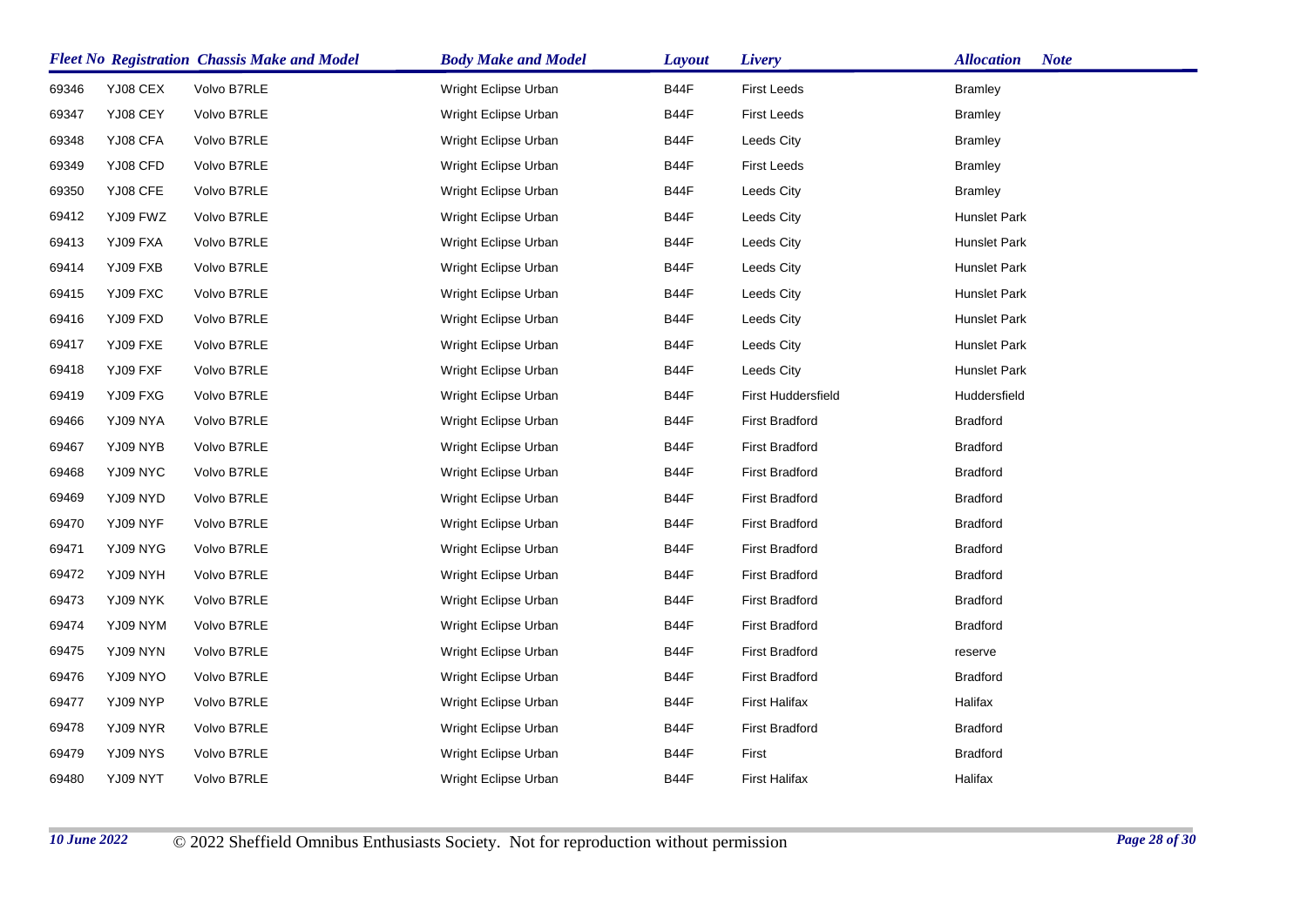| Fleet No | Registration | Chassis Make and Model | Body Make and Model | Layout | Livery | Allocation | Note |
|---|---|---|---|---|---|---|---|
| 69346 | YJ08 CEX | Volvo B7RLE | Wright Eclipse Urban | B44F | First Leeds | Bramley | |
| 69347 | YJ08 CEY | Volvo B7RLE | Wright Eclipse Urban | B44F | First Leeds | Bramley | |
| 69348 | YJ08 CFA | Volvo B7RLE | Wright Eclipse Urban | B44F | Leeds City | Bramley | |
| 69349 | YJ08 CFD | Volvo B7RLE | Wright Eclipse Urban | B44F | First Leeds | Bramley | |
| 69350 | YJ08 CFE | Volvo B7RLE | Wright Eclipse Urban | B44F | Leeds City | Bramley | |
| 69412 | YJ09 FWZ | Volvo B7RLE | Wright Eclipse Urban | B44F | Leeds City | Hunslet Park | |
| 69413 | YJ09 FXA | Volvo B7RLE | Wright Eclipse Urban | B44F | Leeds City | Hunslet Park | |
| 69414 | YJ09 FXB | Volvo B7RLE | Wright Eclipse Urban | B44F | Leeds City | Hunslet Park | |
| 69415 | YJ09 FXC | Volvo B7RLE | Wright Eclipse Urban | B44F | Leeds City | Hunslet Park | |
| 69416 | YJ09 FXD | Volvo B7RLE | Wright Eclipse Urban | B44F | Leeds City | Hunslet Park | |
| 69417 | YJ09 FXE | Volvo B7RLE | Wright Eclipse Urban | B44F | Leeds City | Hunslet Park | |
| 69418 | YJ09 FXF | Volvo B7RLE | Wright Eclipse Urban | B44F | Leeds City | Hunslet Park | |
| 69419 | YJ09 FXG | Volvo B7RLE | Wright Eclipse Urban | B44F | First Huddersfield | Huddersfield | |
| 69466 | YJ09 NYA | Volvo B7RLE | Wright Eclipse Urban | B44F | First Bradford | Bradford | |
| 69467 | YJ09 NYB | Volvo B7RLE | Wright Eclipse Urban | B44F | First Bradford | Bradford | |
| 69468 | YJ09 NYC | Volvo B7RLE | Wright Eclipse Urban | B44F | First Bradford | Bradford | |
| 69469 | YJ09 NYD | Volvo B7RLE | Wright Eclipse Urban | B44F | First Bradford | Bradford | |
| 69470 | YJ09 NYF | Volvo B7RLE | Wright Eclipse Urban | B44F | First Bradford | Bradford | |
| 69471 | YJ09 NYG | Volvo B7RLE | Wright Eclipse Urban | B44F | First Bradford | Bradford | |
| 69472 | YJ09 NYH | Volvo B7RLE | Wright Eclipse Urban | B44F | First Bradford | Bradford | |
| 69473 | YJ09 NYK | Volvo B7RLE | Wright Eclipse Urban | B44F | First Bradford | Bradford | |
| 69474 | YJ09 NYM | Volvo B7RLE | Wright Eclipse Urban | B44F | First Bradford | Bradford | |
| 69475 | YJ09 NYN | Volvo B7RLE | Wright Eclipse Urban | B44F | First Bradford | reserve | |
| 69476 | YJ09 NYO | Volvo B7RLE | Wright Eclipse Urban | B44F | First Bradford | Bradford | |
| 69477 | YJ09 NYP | Volvo B7RLE | Wright Eclipse Urban | B44F | First Halifax | Halifax | |
| 69478 | YJ09 NYR | Volvo B7RLE | Wright Eclipse Urban | B44F | First Bradford | Bradford | |
| 69479 | YJ09 NYS | Volvo B7RLE | Wright Eclipse Urban | B44F | First | Bradford | |
| 69480 | YJ09 NYT | Volvo B7RLE | Wright Eclipse Urban | B44F | First Halifax | Halifax | |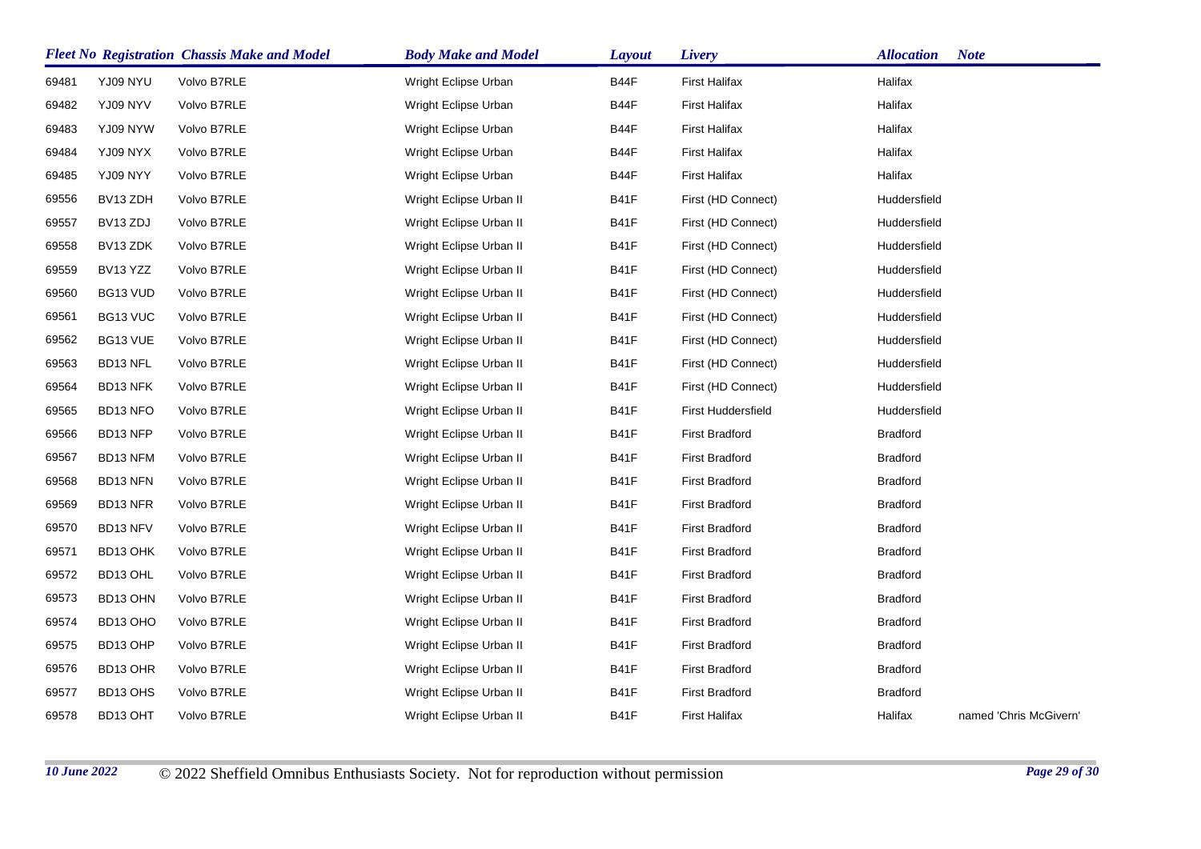| Fleet No | Registration | Chassis Make and Model | Body Make and Model | Layout | Livery | Allocation | Note |
|---|---|---|---|---|---|---|---|
| 69481 | YJ09 NYU | Volvo B7RLE | Wright Eclipse Urban | B44F | First Halifax | Halifax | |
| 69482 | YJ09 NYV | Volvo B7RLE | Wright Eclipse Urban | B44F | First Halifax | Halifax | |
| 69483 | YJ09 NYW | Volvo B7RLE | Wright Eclipse Urban | B44F | First Halifax | Halifax | |
| 69484 | YJ09 NYX | Volvo B7RLE | Wright Eclipse Urban | B44F | First Halifax | Halifax | |
| 69485 | YJ09 NYY | Volvo B7RLE | Wright Eclipse Urban | B44F | First Halifax | Halifax | |
| 69556 | BV13 ZDH | Volvo B7RLE | Wright Eclipse Urban II | B41F | First (HD Connect) | Huddersfield | |
| 69557 | BV13 ZDJ | Volvo B7RLE | Wright Eclipse Urban II | B41F | First (HD Connect) | Huddersfield | |
| 69558 | BV13 ZDK | Volvo B7RLE | Wright Eclipse Urban II | B41F | First (HD Connect) | Huddersfield | |
| 69559 | BV13 YZZ | Volvo B7RLE | Wright Eclipse Urban II | B41F | First (HD Connect) | Huddersfield | |
| 69560 | BG13 VUD | Volvo B7RLE | Wright Eclipse Urban II | B41F | First (HD Connect) | Huddersfield | |
| 69561 | BG13 VUC | Volvo B7RLE | Wright Eclipse Urban II | B41F | First (HD Connect) | Huddersfield | |
| 69562 | BG13 VUE | Volvo B7RLE | Wright Eclipse Urban II | B41F | First (HD Connect) | Huddersfield | |
| 69563 | BD13 NFL | Volvo B7RLE | Wright Eclipse Urban II | B41F | First (HD Connect) | Huddersfield | |
| 69564 | BD13 NFK | Volvo B7RLE | Wright Eclipse Urban II | B41F | First (HD Connect) | Huddersfield | |
| 69565 | BD13 NFO | Volvo B7RLE | Wright Eclipse Urban II | B41F | First Huddersfield | Huddersfield | |
| 69566 | BD13 NFP | Volvo B7RLE | Wright Eclipse Urban II | B41F | First Bradford | Bradford | |
| 69567 | BD13 NFM | Volvo B7RLE | Wright Eclipse Urban II | B41F | First Bradford | Bradford | |
| 69568 | BD13 NFN | Volvo B7RLE | Wright Eclipse Urban II | B41F | First Bradford | Bradford | |
| 69569 | BD13 NFR | Volvo B7RLE | Wright Eclipse Urban II | B41F | First Bradford | Bradford | |
| 69570 | BD13 NFV | Volvo B7RLE | Wright Eclipse Urban II | B41F | First Bradford | Bradford | |
| 69571 | BD13 OHK | Volvo B7RLE | Wright Eclipse Urban II | B41F | First Bradford | Bradford | |
| 69572 | BD13 OHL | Volvo B7RLE | Wright Eclipse Urban II | B41F | First Bradford | Bradford | |
| 69573 | BD13 OHN | Volvo B7RLE | Wright Eclipse Urban II | B41F | First Bradford | Bradford | |
| 69574 | BD13 OHO | Volvo B7RLE | Wright Eclipse Urban II | B41F | First Bradford | Bradford | |
| 69575 | BD13 OHP | Volvo B7RLE | Wright Eclipse Urban II | B41F | First Bradford | Bradford | |
| 69576 | BD13 OHR | Volvo B7RLE | Wright Eclipse Urban II | B41F | First Bradford | Bradford | |
| 69577 | BD13 OHS | Volvo B7RLE | Wright Eclipse Urban II | B41F | First Bradford | Bradford | |
| 69578 | BD13 OHT | Volvo B7RLE | Wright Eclipse Urban II | B41F | First Halifax | Halifax | named 'Chris McGivern' |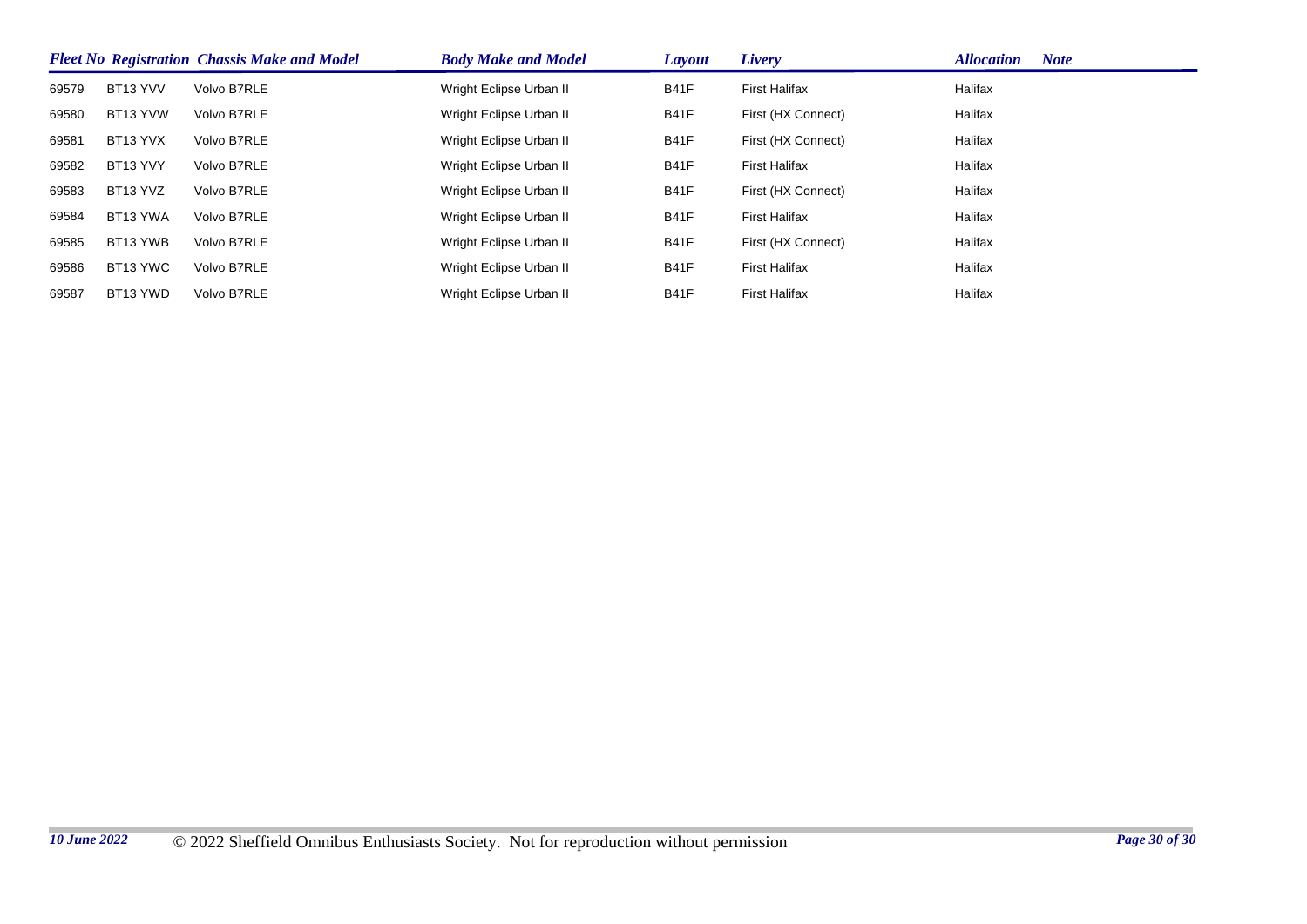| Fleet No | Registration | Chassis Make and Model | Body Make and Model | Layout | Livery | Allocation | Note |
|---|---|---|---|---|---|---|---|
| 69579 | BT13 YVV | Volvo B7RLE | Wright Eclipse Urban II | B41F | First Halifax | Halifax | |
| 69580 | BT13 YVW | Volvo B7RLE | Wright Eclipse Urban II | B41F | First (HX Connect) | Halifax | |
| 69581 | BT13 YVX | Volvo B7RLE | Wright Eclipse Urban II | B41F | First (HX Connect) | Halifax | |
| 69582 | BT13 YVY | Volvo B7RLE | Wright Eclipse Urban II | B41F | First Halifax | Halifax | |
| 69583 | BT13 YVZ | Volvo B7RLE | Wright Eclipse Urban II | B41F | First (HX Connect) | Halifax | |
| 69584 | BT13 YWA | Volvo B7RLE | Wright Eclipse Urban II | B41F | First Halifax | Halifax | |
| 69585 | BT13 YWB | Volvo B7RLE | Wright Eclipse Urban II | B41F | First (HX Connect) | Halifax | |
| 69586 | BT13 YWC | Volvo B7RLE | Wright Eclipse Urban II | B41F | First Halifax | Halifax | |
| 69587 | BT13 YWD | Volvo B7RLE | Wright Eclipse Urban II | B41F | First Halifax | Halifax | |